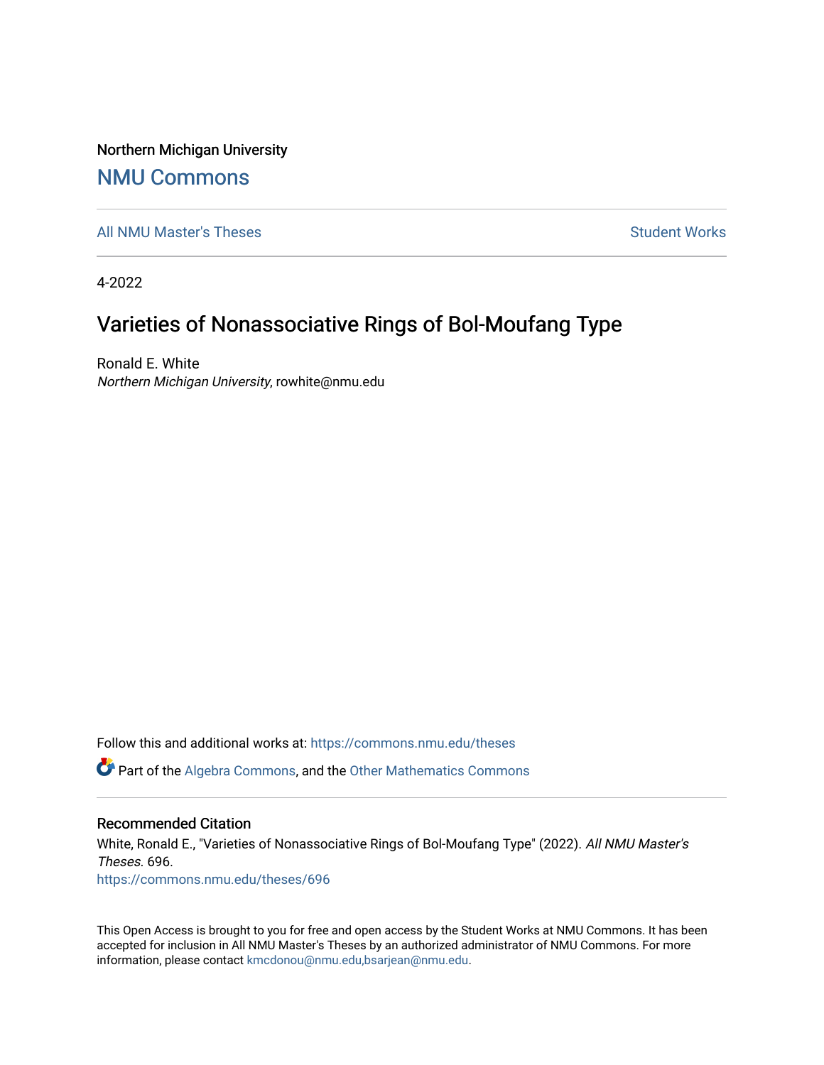Northern Michigan University

# NMU Commons

All NMU Master's Theses | Student Works

4-2022

## Varieties of Nonassociative Rings of Bol-Moufang Type

Ronald E. White
*Northern Michigan University*, rowhite@nmu.edu

Follow this and additional works at: https://commons.nmu.edu/theses

Part of the Algebra Commons, and the Other Mathematics Commons

### Recommended Citation

White, Ronald E., "Varieties of Nonassociative Rings of Bol-Moufang Type" (2022). *All NMU Master's Theses*. 696.
https://commons.nmu.edu/theses/696

This Open Access is brought to you for free and open access by the Student Works at NMU Commons. It has been accepted for inclusion in All NMU Master's Theses by an authorized administrator of NMU Commons. For more information, please contact kmcdonou@nmu.edu,bsarjean@nmu.edu.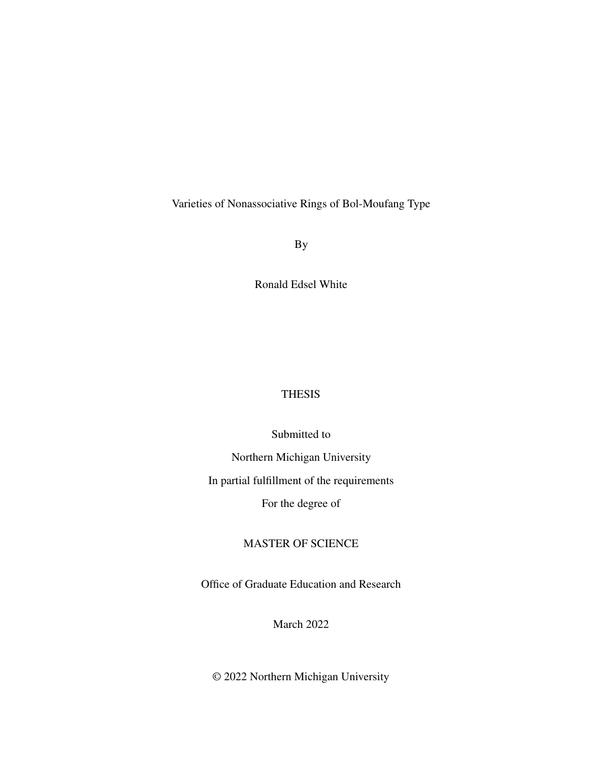# Varieties of Nonassociative Rings of Bol-Moufang Type

By

Ronald Edsel White

THESIS

Submitted to

Northern Michigan University

In partial fulfillment of the requirements

For the degree of

MASTER OF SCIENCE

Office of Graduate Education and Research

March 2022

© 2022 Northern Michigan University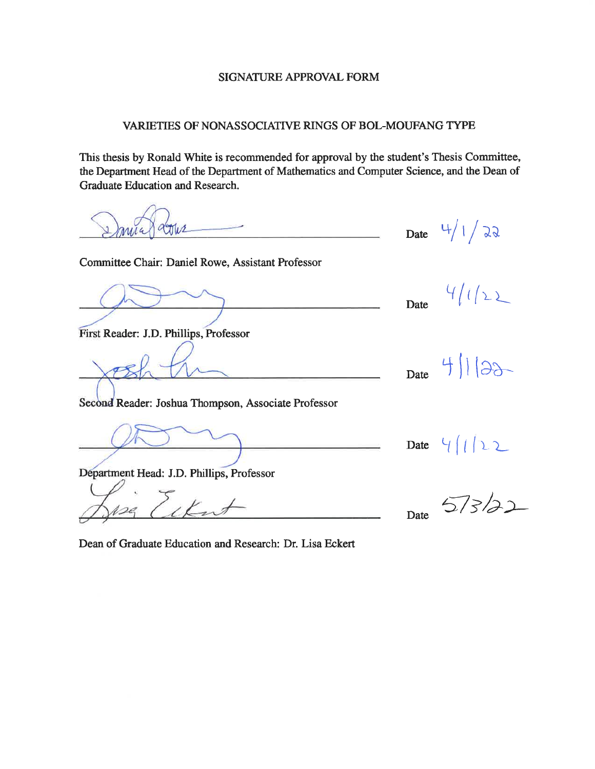SIGNATURE APPROVAL FORM

VARIETIES OF NONASSOCIATIVE RINGS OF BOL-MOUFANG TYPE

This thesis by Ronald White is recommended for approval by the student's Thesis Committee, the Department Head of the Department of Mathematics and Computer Science, and the Dean of Graduate Education and Research.

Date 4/1/22

Committee Chair: Daniel Rowe, Assistant Professor

Date 4/1/22

First Reader: J.D. Phillips, Professor

Date 4/1/22

Second Reader: Joshua Thompson, Associate Professor

Date 4/1/22

Department Head: J.D. Phillips, Professor

Date 5/3/22

Dean of Graduate Education and Research: Dr. Lisa Eckert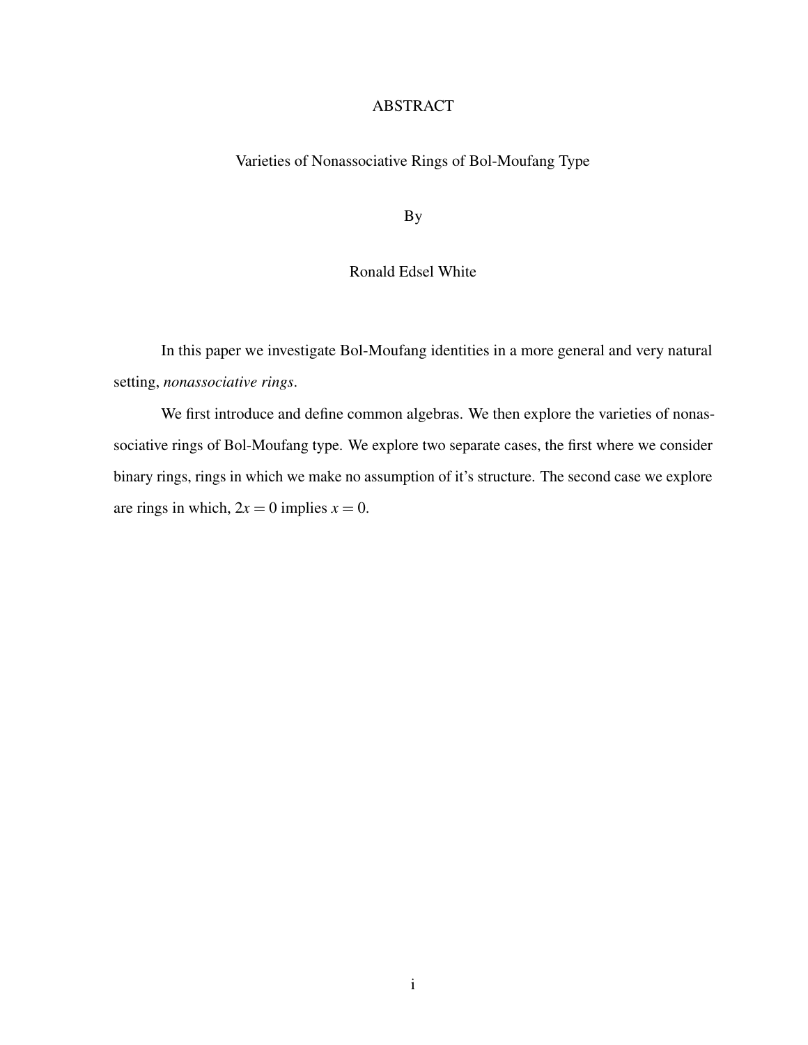# ABSTRACT

Varieties of Nonassociative Rings of Bol-Moufang Type

By

Ronald Edsel White

In this paper we investigate Bol-Moufang identities in a more general and very natural setting, *nonassociative rings*.

We first introduce and define common algebras. We then explore the varieties of nonassociative rings of Bol-Moufang type. We explore two separate cases, the first where we consider binary rings, rings in which we make no assumption of it's structure. The second case we explore are rings in which, $2x = 0$ implies $x = 0$.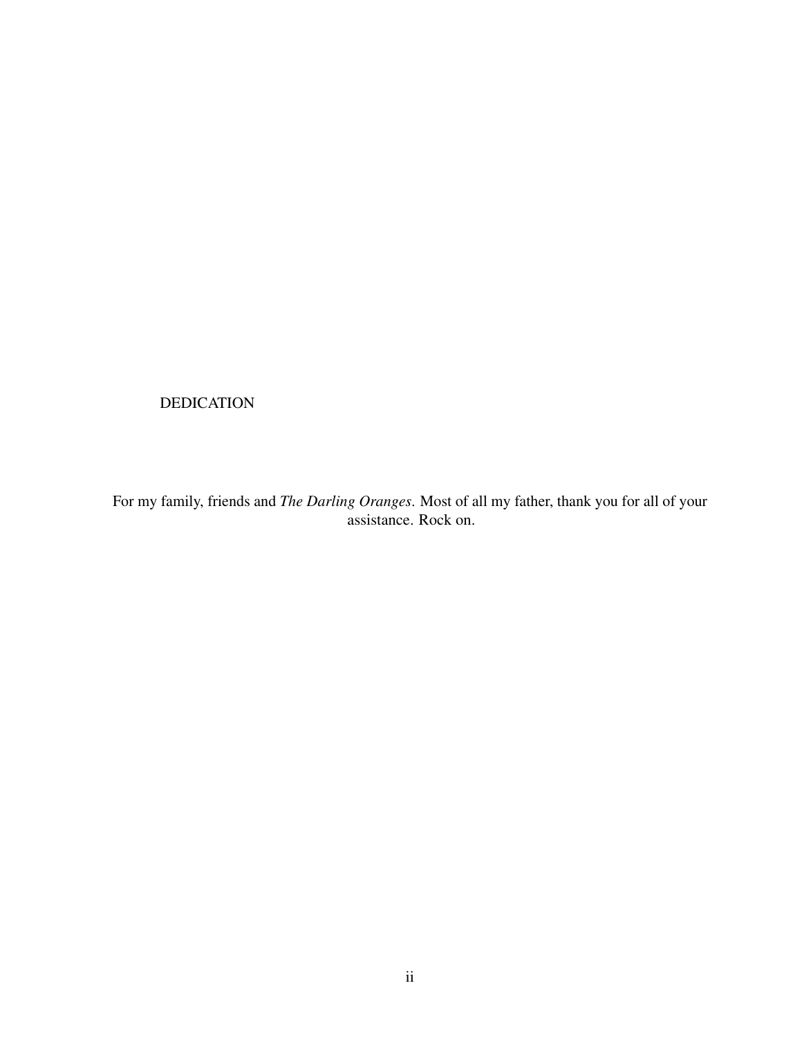# DEDICATION

For my family, friends and *The Darling Oranges*. Most of all my father, thank you for all of your assistance. Rock on.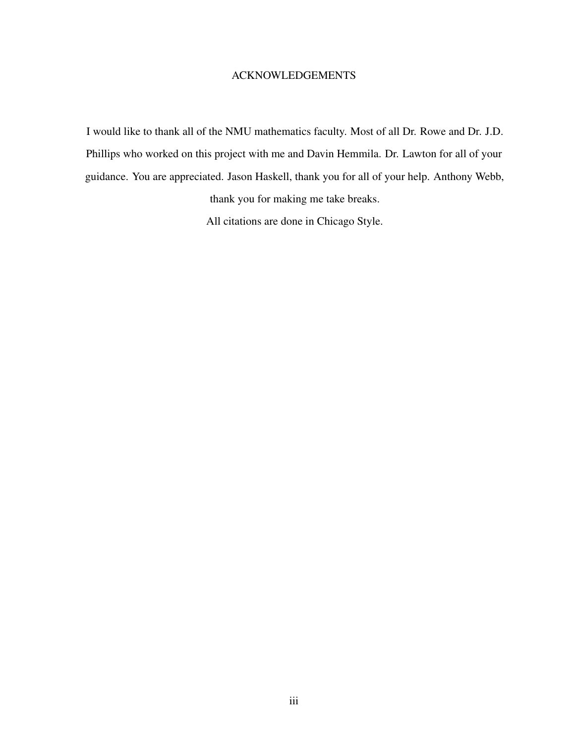# ACKNOWLEDGEMENTS

I would like to thank all of the NMU mathematics faculty. Most of all Dr. Rowe and Dr. J.D. Phillips who worked on this project with me and Davin Hemmila. Dr. Lawton for all of your guidance. You are appreciated. Jason Haskell, thank you for all of your help. Anthony Webb, thank you for making me take breaks.

All citations are done in Chicago Style.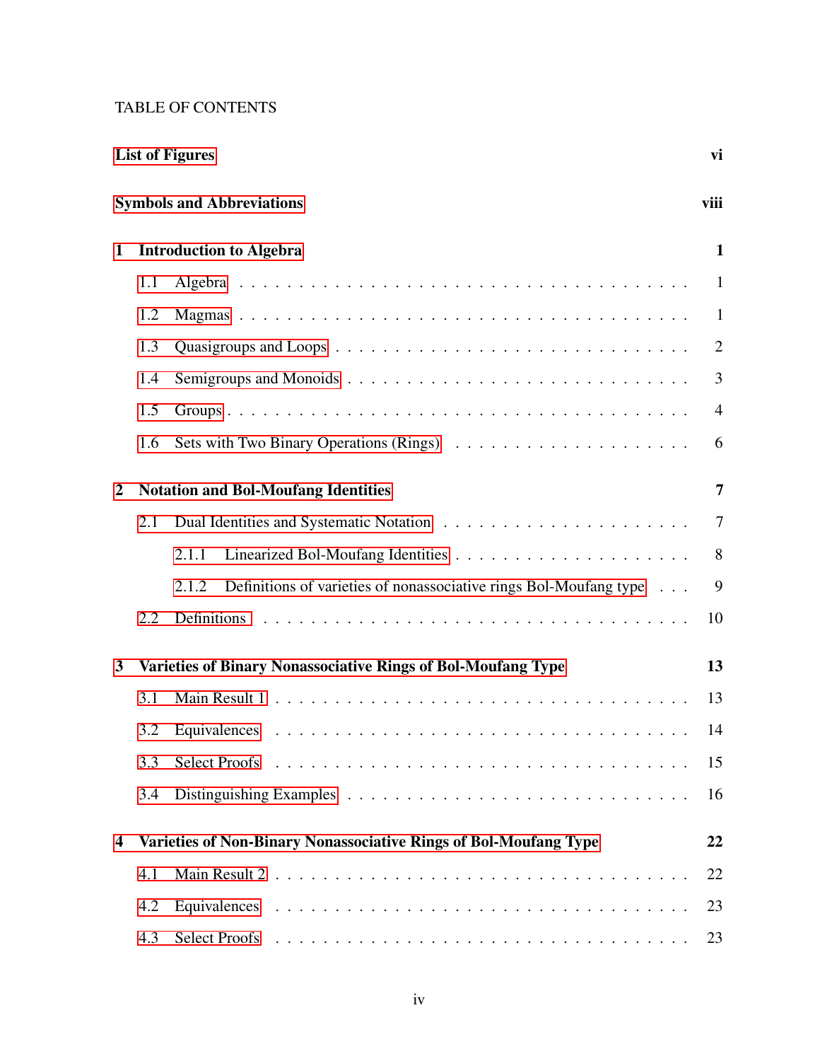TABLE OF CONTENTS

**List of Figures** **vi**

**Symbols and Abbreviations** **viii**

**1 Introduction to Algebra** **1**

- 1.1 Algebra . . . 1
- 1.2 Magmas . . . 1
- 1.3 Quasigroups and Loops . . . 2
- 1.4 Semigroups and Monoids . . . 3
- 1.5 Groups . . . 4
- 1.6 Sets with Two Binary Operations (Rings) . . . 6

**2 Notation and Bol-Moufang Identities** **7**

- 2.1 Dual Identities and Systematic Notation . . . 7
  - 2.1.1 Linearized Bol-Moufang Identities . . . 8
  - 2.1.2 Definitions of varieties of nonassociative rings Bol-Moufang type . . . 9
- 2.2 Definitions . . . 10

**3 Varieties of Binary Nonassociative Rings of Bol-Moufang Type** **13**

- 3.1 Main Result 1 . . . 13
- 3.2 Equivalences . . . 14
- 3.3 Select Proofs . . . 15
- 3.4 Distinguishing Examples . . . 16

**4 Varieties of Non-Binary Nonassociative Rings of Bol-Moufang Type** **22**

- 4.1 Main Result 2 . . . 22
- 4.2 Equivalences . . . 23
- 4.3 Select Proofs . . . 23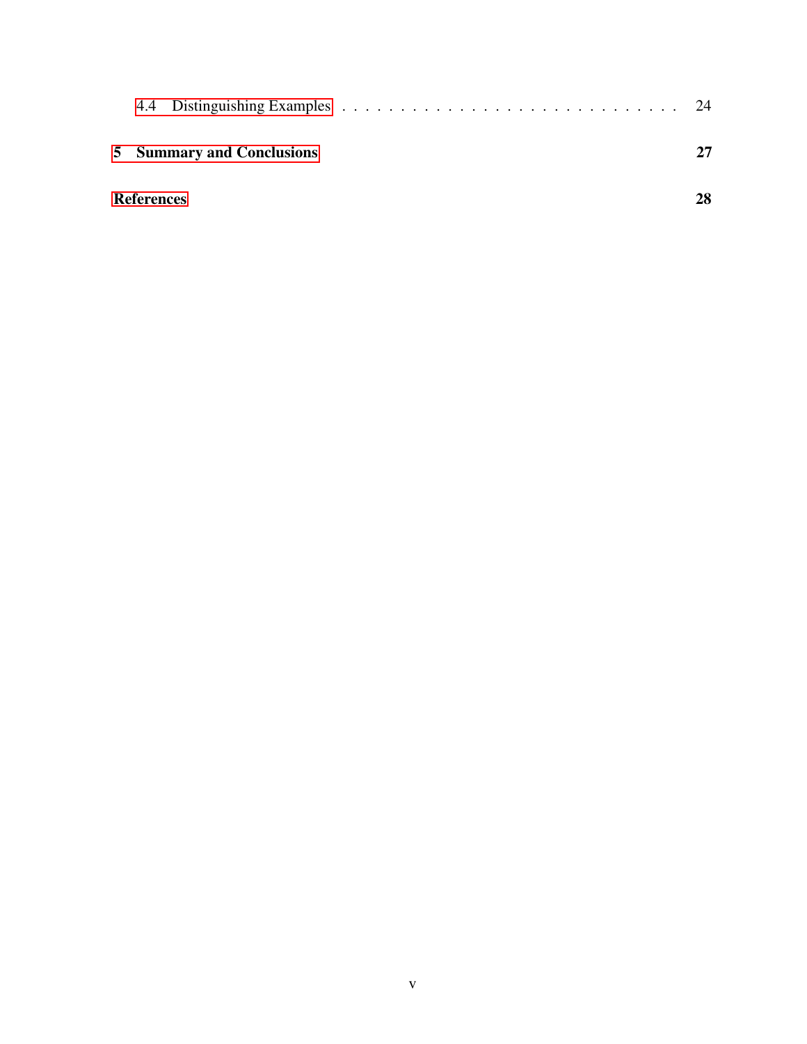4.4 Distinguishing Examples . . . . . . . . . . . . . . . . . . . . . . . . . . . . . . 24

**5 Summary and Conclusions** **27**

**References** **28**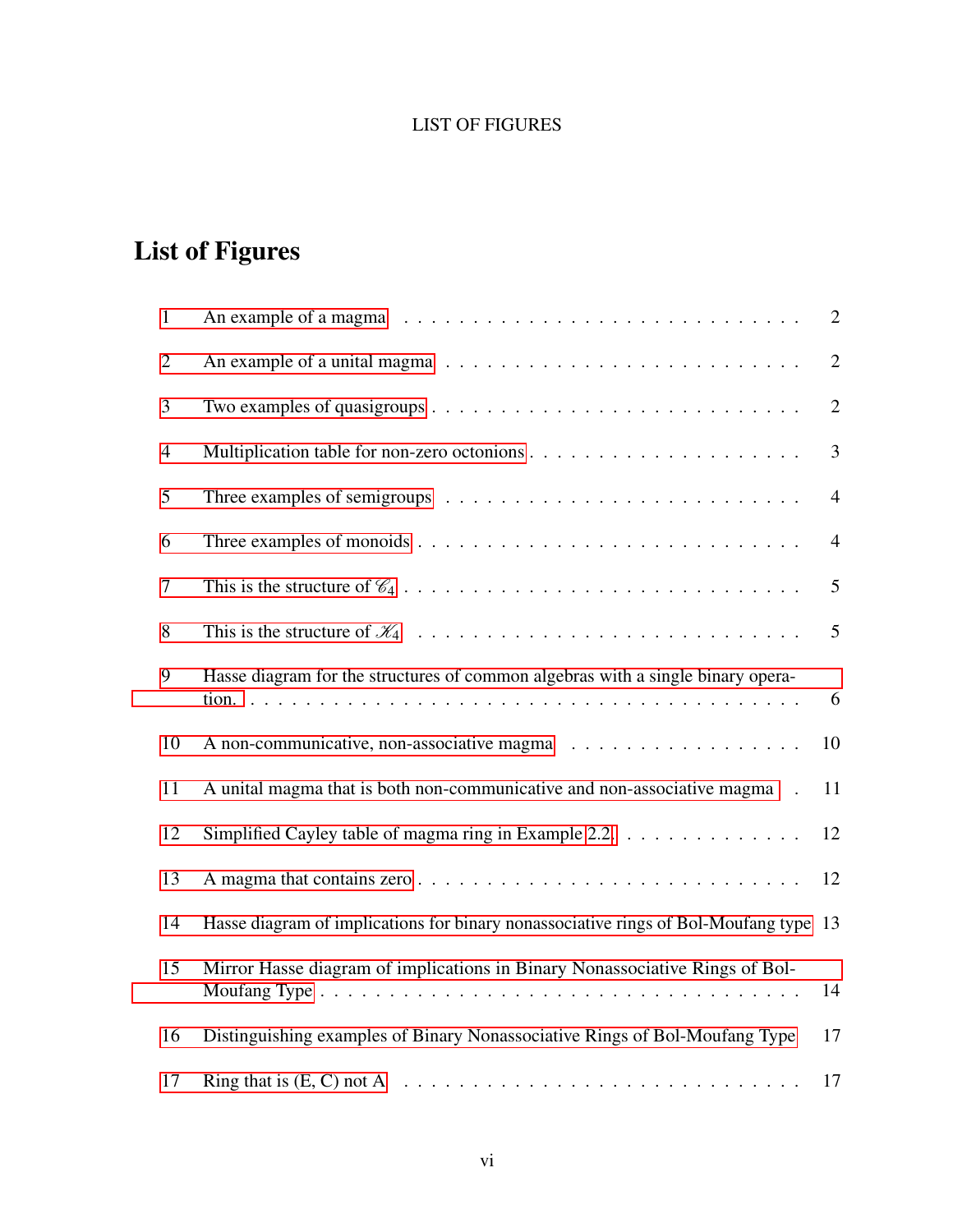# List of Figures

1 An example of a magma . . . . . . . . . . . . . . . . . . . . . . . . . . . . . 2

2 An example of a unital magma . . . . . . . . . . . . . . . . . . . . . . . . . . 2

3 Two examples of quasigroups . . . . . . . . . . . . . . . . . . . . . . . . . . 2

4 Multiplication table for non-zero octonions . . . . . . . . . . . . . . . . . . . 3

5 Three examples of semigroups . . . . . . . . . . . . . . . . . . . . . . . . . . 4

6 Three examples of monoids . . . . . . . . . . . . . . . . . . . . . . . . . . . 4

7 This is the structure of $\mathscr{C}_4$ . . . . . . . . . . . . . . . . . . . . . . . . . . . 5

8 This is the structure of $\mathscr{K}_4$ . . . . . . . . . . . . . . . . . . . . . . . . . . . 5

9 Hasse diagram for the structures of common algebras with a single binary operation. . . . . . . . . . . . . . . . . . . . . . . . . . . . . . . . . . . . . . 6

10 A non-communicative, non-associative magma . . . . . . . . . . . . . . . . . 10

11 A unital magma that is both non-communicative and non-associative magma . 11

12 Simplified Cayley table of magma ring in Example 2.2. . . . . . . . . . . . . . 12

13 A magma that contains zero . . . . . . . . . . . . . . . . . . . . . . . . . . . 12

14 Hasse diagram of implications for binary nonassociative rings of Bol-Moufang type 13

15 Mirror Hasse diagram of implications in Binary Nonassociative Rings of Bol-Moufang Type . . . . . . . . . . . . . . . . . . . . . . . . . . . . . . . . . 14

16 Distinguishing examples of Binary Nonassociative Rings of Bol-Moufang Type 17

17 Ring that is (E, C) not A . . . . . . . . . . . . . . . . . . . . . . . . . . . . . 17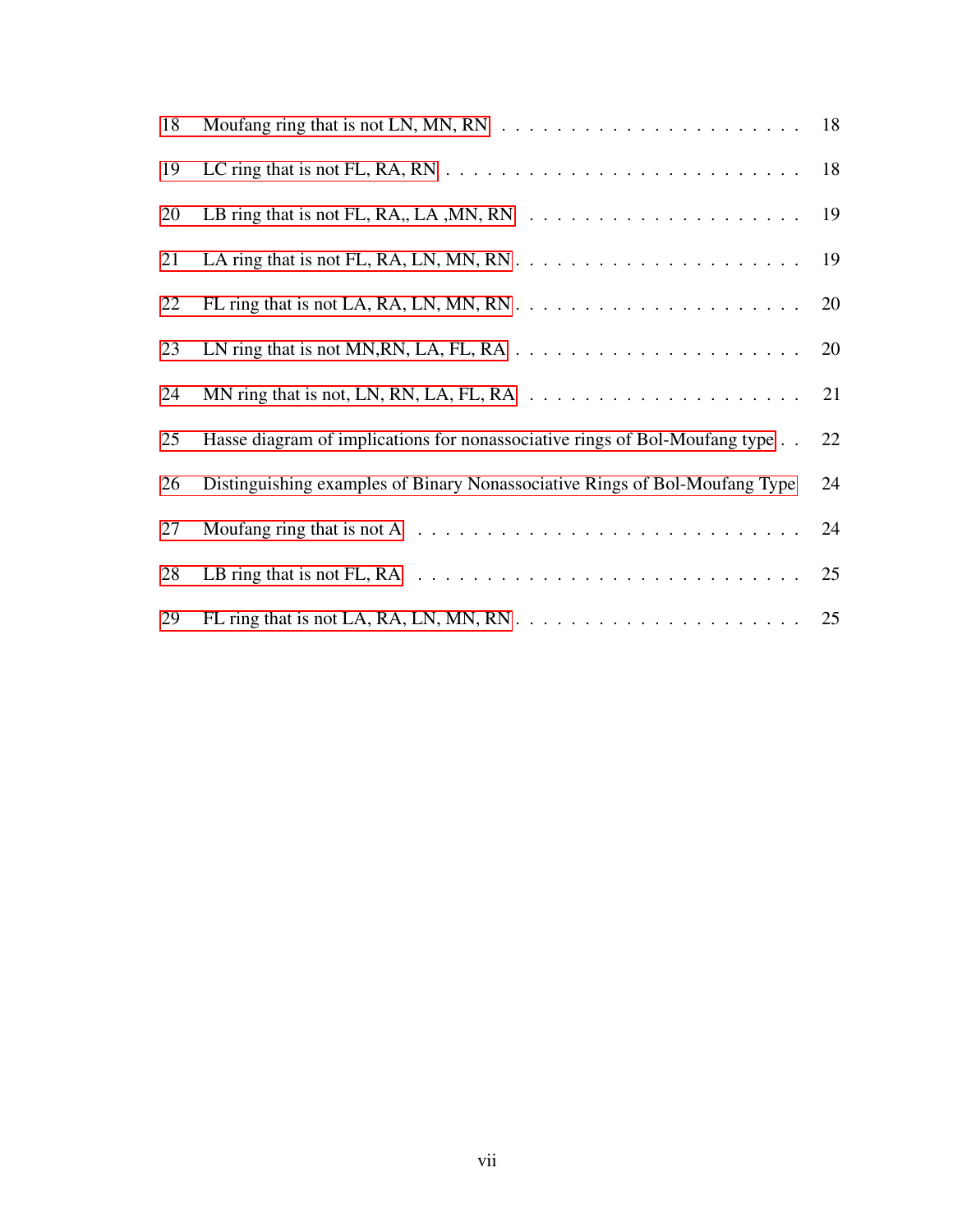18 Moufang ring that is not LN, MN, RN . . . . . . . . . . . . . . . . . . . . . . . 18

19 LC ring that is not FL, RA, RN . . . . . . . . . . . . . . . . . . . . . . . . . . 18

20 LB ring that is not FL, RA,, LA ,MN, RN . . . . . . . . . . . . . . . . . . . . 19

21 LA ring that is not FL, RA, LN, MN, RN . . . . . . . . . . . . . . . . . . . . . 19

22 FL ring that is not LA, RA, LN, MN, RN . . . . . . . . . . . . . . . . . . . . . 20

23 LN ring that is not MN,RN, LA, FL, RA . . . . . . . . . . . . . . . . . . . . . 20

24 MN ring that is not, LN, RN, LA, FL, RA . . . . . . . . . . . . . . . . . . . . 21

25 Hasse diagram of implications for nonassociative rings of Bol-Moufang type . . 22

26 Distinguishing examples of Binary Nonassociative Rings of Bol-Moufang Type 24

27 Moufang ring that is not A . . . . . . . . . . . . . . . . . . . . . . . . . . . 24

28 LB ring that is not FL, RA . . . . . . . . . . . . . . . . . . . . . . . . . . . 25

29 FL ring that is not LA, RA, LN, MN, RN . . . . . . . . . . . . . . . . . . . . . 25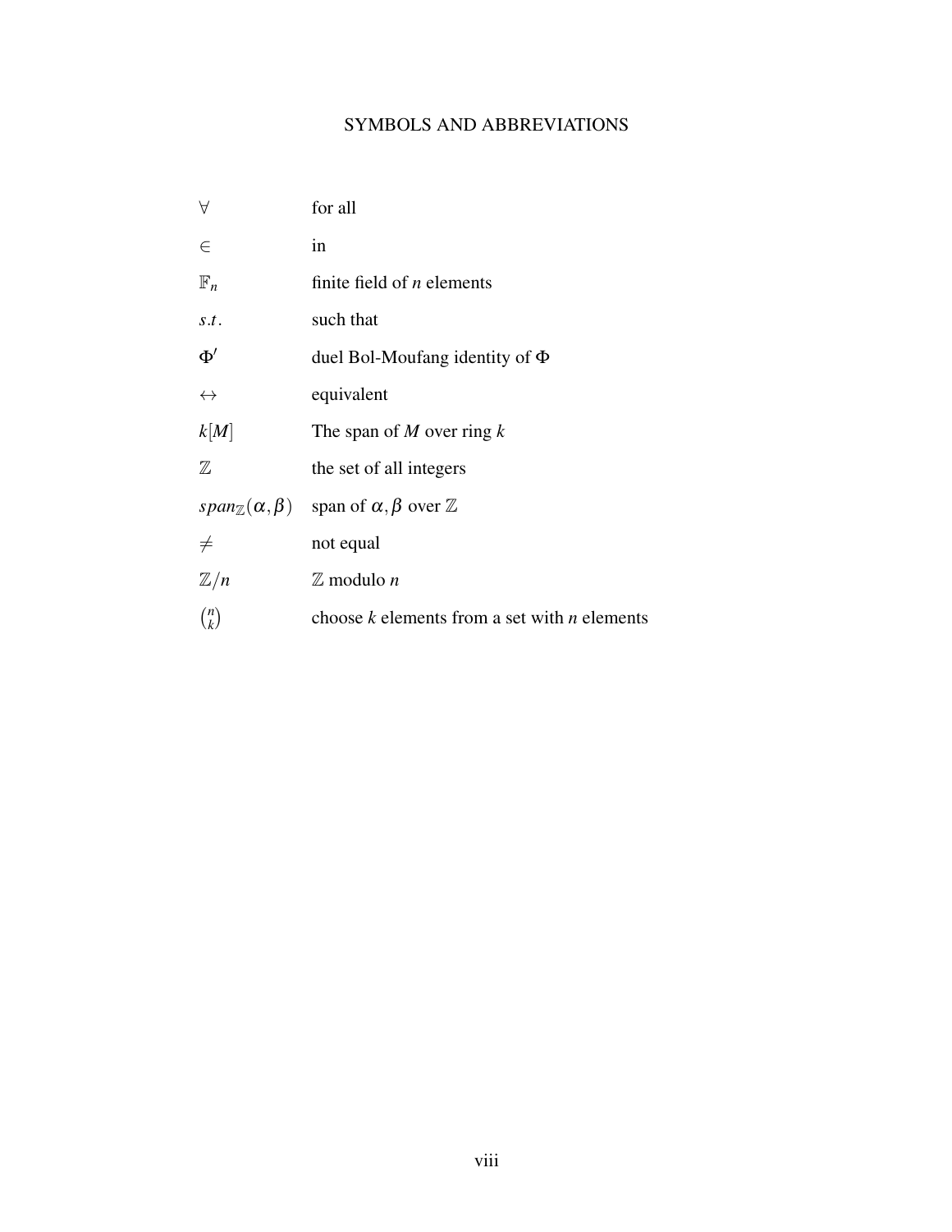# SYMBOLS AND ABBREVIATIONS

| | |
|---|---|
| $\forall$ | for all |
| $\in$ | in |
| $\mathbb{F}_n$ | finite field of *n* elements |
| $s.t.$ | such that |
| $\Phi'$ | duel Bol-Moufang identity of $\Phi$ |
| $\leftrightarrow$ | equivalent |
| $k[M]$ | The span of *M* over ring *k* |
| $\mathbb{Z}$ | the set of all integers |
| $span_{\mathbb{Z}}(\alpha,\beta)$ | span of $\alpha,\beta$ over $\mathbb{Z}$ |
| $\neq$ | not equal |
| $\mathbb{Z}/n$ | $\mathbb{Z}$ modulo *n* |
| $\binom{n}{k}$ | choose *k* elements from a set with *n* elements |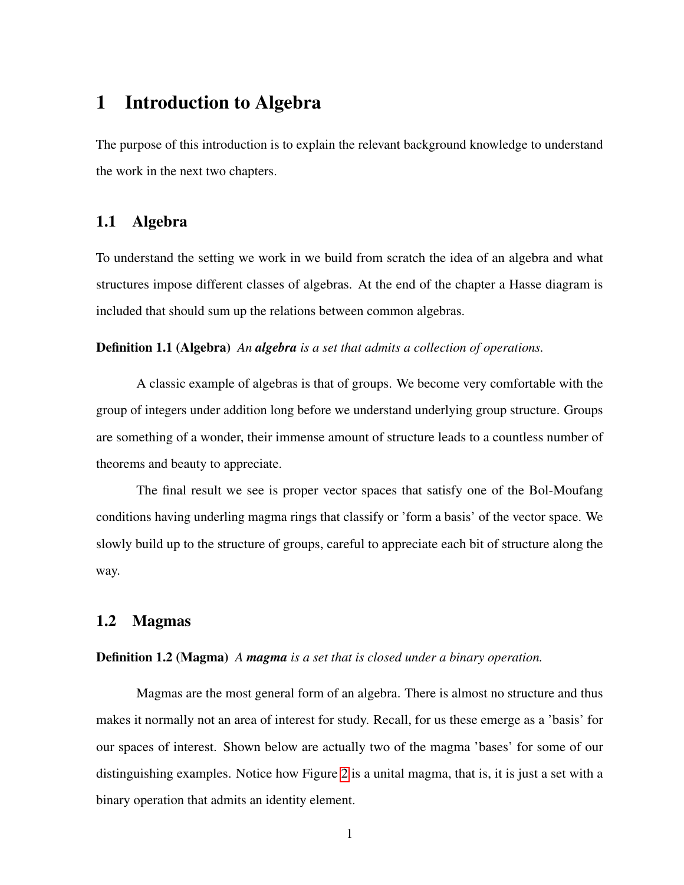# 1 Introduction to Algebra

The purpose of this introduction is to explain the relevant background knowledge to understand the work in the next two chapters.

## 1.1 Algebra

To understand the setting we work in we build from scratch the idea of an algebra and what structures impose different classes of algebras. At the end of the chapter a Hasse diagram is included that should sum up the relations between common algebras.

**Definition 1.1 (Algebra)** *An **algebra** is a set that admits a collection of operations.*

A classic example of algebras is that of groups. We become very comfortable with the group of integers under addition long before we understand underlying group structure. Groups are something of a wonder, their immense amount of structure leads to a countless number of theorems and beauty to appreciate.

The final result we see is proper vector spaces that satisfy one of the Bol-Moufang conditions having underling magma rings that classify or 'form a basis' of the vector space. We slowly build up to the structure of groups, careful to appreciate each bit of structure along the way.

## 1.2 Magmas

**Definition 1.2 (Magma)** *A **magma** is a set that is closed under a binary operation.*

Magmas are the most general form of an algebra. There is almost no structure and thus makes it normally not an area of interest for study. Recall, for us these emerge as a 'basis' for our spaces of interest. Shown below are actually two of the magma 'bases' for some of our distinguishing examples. Notice how Figure 2 is a unital magma, that is, it is just a set with a binary operation that admits an identity element.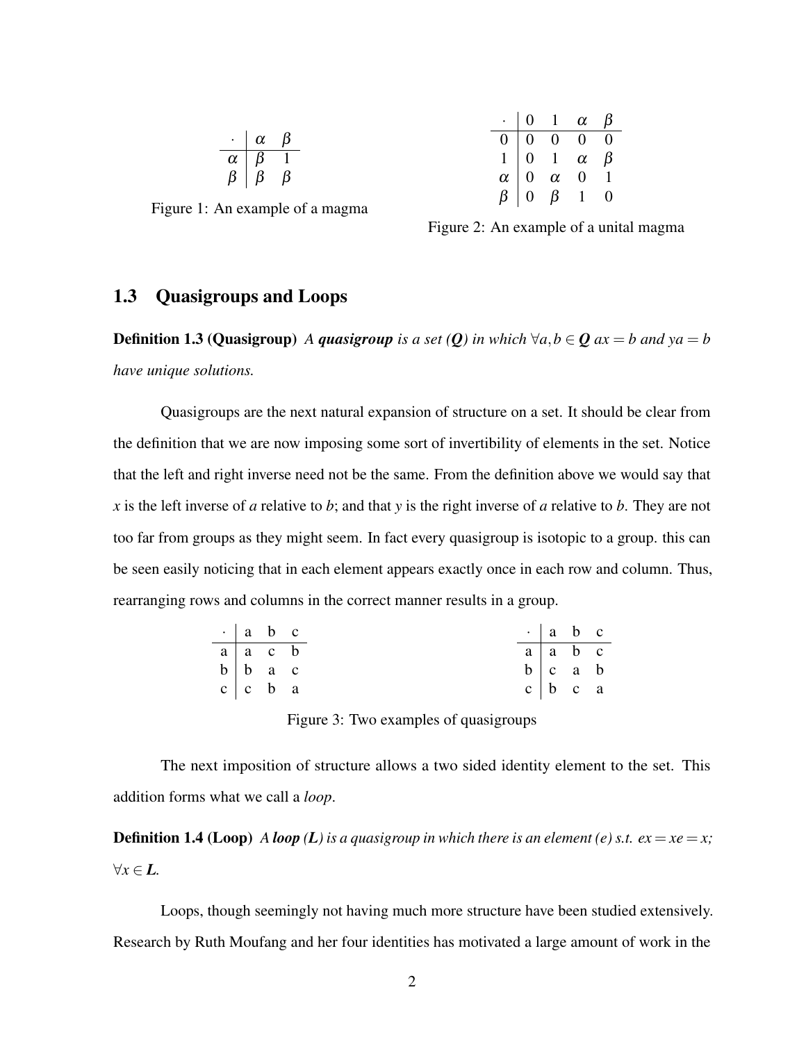| $\cdot$ | $\alpha$ | $\beta$ |
|---|---|---|
| $\alpha$ | $\beta$ | 1 |
| $\beta$ | $\beta$ | $\beta$ |

Figure 1: An example of a magma

| $\cdot$ | 0 | 1 | $\alpha$ | $\beta$ |
|---|---|---|---|---|
| 0 | 0 | 0 | 0 | 0 |
| 1 | 0 | 1 | $\alpha$ | $\beta$ |
| $\alpha$ | 0 | $\alpha$ | 0 | 1 |
| $\beta$ | 0 | $\beta$ | 1 | 0 |

Figure 2: An example of a unital magma

## 1.3 Quasigroups and Loops

**Definition 1.3 (Quasigroup)** *A **quasigroup** is a set (**Q**) in which $\forall a,b \in \boldsymbol{Q}$ $ax = b$ and $ya = b$ have unique solutions.*

Quasigroups are the next natural expansion of structure on a set. It should be clear from the definition that we are now imposing some sort of invertibility of elements in the set. Notice that the left and right inverse need not be the same. From the definition above we would say that $x$ is the left inverse of $a$ relative to $b$; and that $y$ is the right inverse of $a$ relative to $b$. They are not too far from groups as they might seem. In fact every quasigroup is isotopic to a group. this can be seen easily noticing that in each element appears exactly once in each row and column. Thus, rearranging rows and columns in the correct manner results in a group.

| $\cdot$ | a | b | c |
|---|---|---|---|
| a | a | c | b |
| b | b | a | c |
| c | c | b | a |

| $\cdot$ | a | b | c |
|---|---|---|---|
| a | a | b | c |
| b | c | a | b |
| c | b | c | a |

Figure 3: Two examples of quasigroups

The next imposition of structure allows a two sided identity element to the set. This addition forms what we call a *loop*.

**Definition 1.4 (Loop)** *A **loop (L)** is a quasigroup in which there is an element (e) s.t. $ex = xe = x$; $\forall x \in \boldsymbol{L}$.*

Loops, though seemingly not having much more structure have been studied extensively. Research by Ruth Moufang and her four identities has motivated a large amount of work in the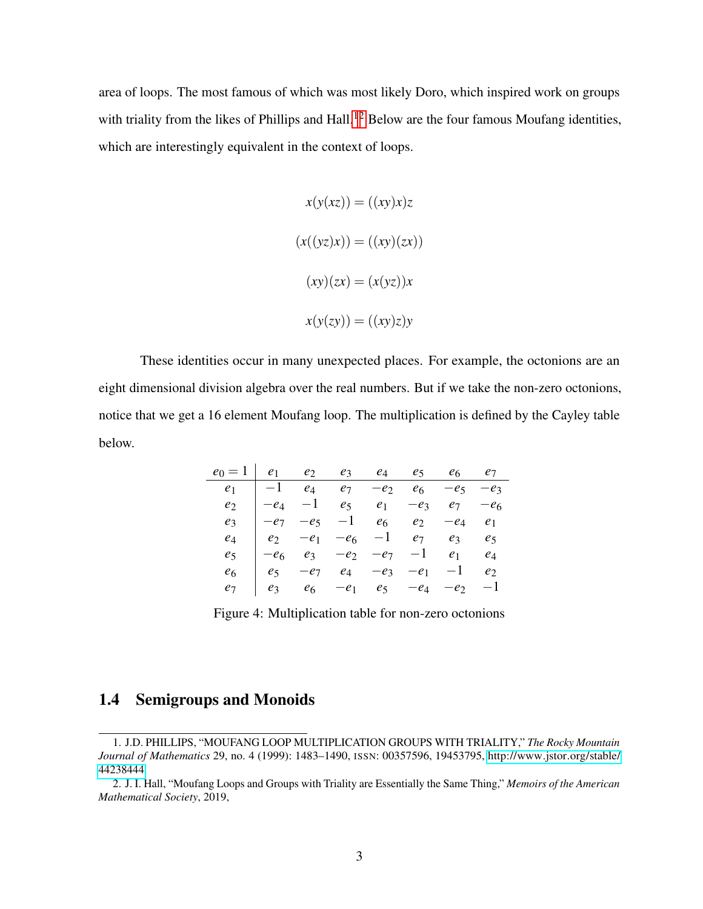area of loops. The most famous of which was most likely Doro, which inspired work on groups with triality from the likes of Phillips and Hall.[1,2] Below are the four famous Moufang identities, which are interestingly equivalent in the context of loops.

$$x(y(xz)) = ((xy)x)z$$

$$(x((yz)x)) = ((xy)(zx))$$

$$(xy)(zx) = (x(yz))x$$

$$x(y(zy)) = ((xy)z)y$$

These identities occur in many unexpected places. For example, the octonions are an eight dimensional division algebra over the real numbers. But if we take the non-zero octonions, notice that we get a 16 element Moufang loop. The multiplication is defined by the Cayley table below.

| $e_0 = 1$ | $e_1$ | $e_2$ | $e_3$ | $e_4$ | $e_5$ | $e_6$ | $e_7$ |
|---|---|---|---|---|---|---|---|
| $e_1$ | $-1$ | $e_4$ | $e_7$ | $-e_2$ | $e_6$ | $-e_5$ | $-e_3$ |
| $e_2$ | $-e_4$ | $-1$ | $e_5$ | $e_1$ | $-e_3$ | $e_7$ | $-e_6$ |
| $e_3$ | $-e_7$ | $-e_5$ | $-1$ | $e_6$ | $e_2$ | $-e_4$ | $e_1$ |
| $e_4$ | $e_2$ | $-e_1$ | $-e_6$ | $-1$ | $e_7$ | $e_3$ | $e_5$ |
| $e_5$ | $-e_6$ | $e_3$ | $-e_2$ | $-e_7$ | $-1$ | $e_1$ | $e_4$ |
| $e_6$ | $e_5$ | $-e_7$ | $e_4$ | $-e_3$ | $-e_1$ | $-1$ | $e_2$ |
| $e_7$ | $e_3$ | $e_6$ | $-e_1$ | $e_5$ | $-e_4$ | $-e_2$ | $-1$ |

Figure 4: Multiplication table for non-zero octonions

## 1.4 Semigroups and Monoids

1. J.D. PHILLIPS, "MOUFANG LOOP MULTIPLICATION GROUPS WITH TRIALITY," *The Rocky Mountain Journal of Mathematics* 29, no. 4 (1999): 1483–1490, ISSN: 00357596, 19453795, http://www.jstor.org/stable/44238444.

2. J. I. Hall, "Moufang Loops and Groups with Triality are Essentially the Same Thing," *Memoirs of the American Mathematical Society*, 2019,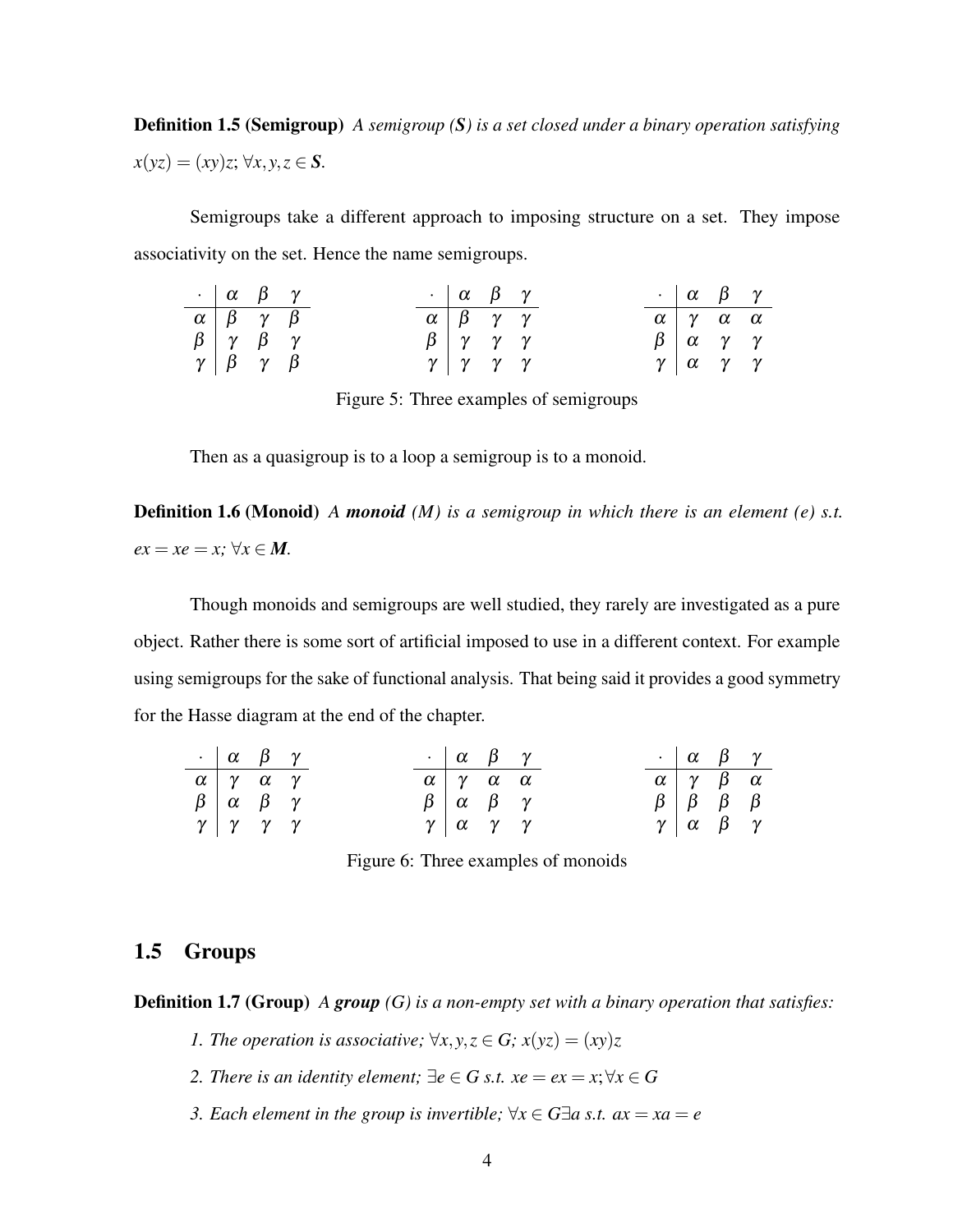**Definition 1.5 (Semigroup)** *A semigroup (**S**) is a set closed under a binary operation satisfying* $x(yz) = (xy)z$; $\forall x, y, z \in \boldsymbol{S}$.

Semigroups take a different approach to imposing structure on a set. They impose associativity on the set. Hence the name semigroups.

| $\cdot$ | $\alpha$ | $\beta$ | $\gamma$ |
|---|---|---|---|
| $\alpha$ | $\beta$ | $\gamma$ | $\beta$ |
| $\beta$ | $\gamma$ | $\beta$ | $\gamma$ |
| $\gamma$ | $\beta$ | $\gamma$ | $\beta$ |

| $\cdot$ | $\alpha$ | $\beta$ | $\gamma$ |
|---|---|---|---|
| $\alpha$ | $\beta$ | $\gamma$ | $\gamma$ |
| $\beta$ | $\gamma$ | $\gamma$ | $\gamma$ |
| $\gamma$ | $\gamma$ | $\gamma$ | $\gamma$ |

| $\cdot$ | $\alpha$ | $\beta$ | $\gamma$ |
|---|---|---|---|
| $\alpha$ | $\gamma$ | $\alpha$ | $\alpha$ |
| $\beta$ | $\alpha$ | $\gamma$ | $\gamma$ |
| $\gamma$ | $\alpha$ | $\gamma$ | $\gamma$ |

Figure 5: Three examples of semigroups

Then as a quasigroup is to a loop a semigroup is to a monoid.

**Definition 1.6 (Monoid)** *A **monoid** (M) is a semigroup in which there is an element (e) s.t.* $ex = xe = x$; $\forall x \in \boldsymbol{M}$.

Though monoids and semigroups are well studied, they rarely are investigated as a pure object. Rather there is some sort of artificial imposed to use in a different context. For example using semigroups for the sake of functional analysis. That being said it provides a good symmetry for the Hasse diagram at the end of the chapter.

| $\cdot$ | $\alpha$ | $\beta$ | $\gamma$ |
|---|---|---|---|
| $\alpha$ | $\gamma$ | $\alpha$ | $\gamma$ |
| $\beta$ | $\alpha$ | $\beta$ | $\gamma$ |
| $\gamma$ | $\gamma$ | $\gamma$ | $\gamma$ |

| $\cdot$ | $\alpha$ | $\beta$ | $\gamma$ |
|---|---|---|---|
| $\alpha$ | $\gamma$ | $\alpha$ | $\alpha$ |
| $\beta$ | $\alpha$ | $\beta$ | $\gamma$ |
| $\gamma$ | $\alpha$ | $\gamma$ | $\gamma$ |

| $\cdot$ | $\alpha$ | $\beta$ | $\gamma$ |
|---|---|---|---|
| $\alpha$ | $\gamma$ | $\beta$ | $\alpha$ |
| $\beta$ | $\beta$ | $\beta$ | $\beta$ |
| $\gamma$ | $\alpha$ | $\beta$ | $\gamma$ |

Figure 6: Three examples of monoids

## 1.5 Groups

**Definition 1.7 (Group)** *A **group** (G) is a non-empty set with a binary operation that satisfies:*

1. *The operation is associative;* $\forall x, y, z \in G$; $x(yz) = (xy)z$
2. *There is an identity element;* $\exists e \in G$ *s.t.* $xe = ex = x; \forall x \in G$
3. *Each element in the group is invertible;* $\forall x \in G \exists a$ *s.t.* $ax = xa = e$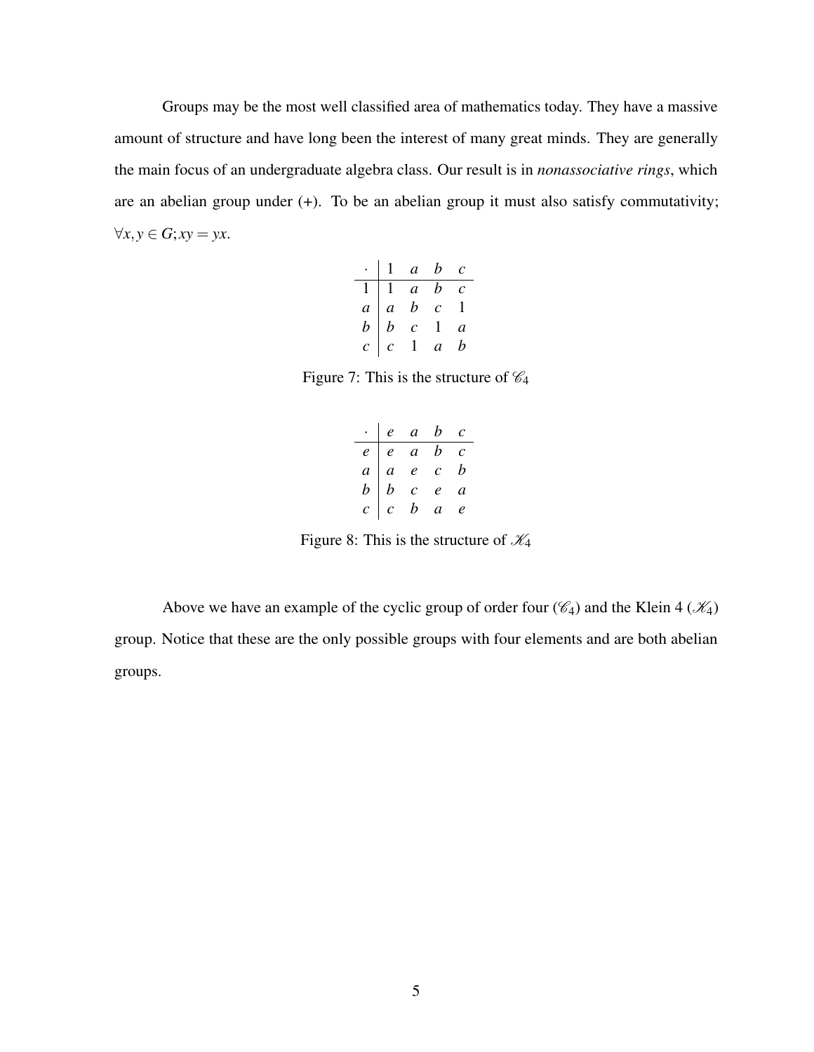Groups may be the most well classified area of mathematics today. They have a massive amount of structure and have long been the interest of many great minds. They are generally the main focus of an undergraduate algebra class. Our result is in *nonassociative rings*, which are an abelian group under (+). To be an abelian group it must also satisfy commutativity; $\forall x, y \in G; xy = yx$.

| $\cdot$ | $1$ | $a$ | $b$ | $c$ |
|---|---|---|---|---|
| $1$ | $1$ | $a$ | $b$ | $c$ |
| $a$ | $a$ | $b$ | $c$ | $1$ |
| $b$ | $b$ | $c$ | $1$ | $a$ |
| $c$ | $c$ | $1$ | $a$ | $b$ |

Figure 7: This is the structure of $\mathscr{C}_4$

| $\cdot$ | $e$ | $a$ | $b$ | $c$ |
|---|---|---|---|---|
| $e$ | $e$ | $a$ | $b$ | $c$ |
| $a$ | $a$ | $e$ | $c$ | $b$ |
| $b$ | $b$ | $c$ | $e$ | $a$ |
| $c$ | $c$ | $b$ | $a$ | $e$ |

Figure 8: This is the structure of $\mathscr{K}_4$

Above we have an example of the cyclic group of order four ($\mathscr{C}_4$) and the Klein 4 ($\mathscr{K}_4$) group. Notice that these are the only possible groups with four elements and are both abelian groups.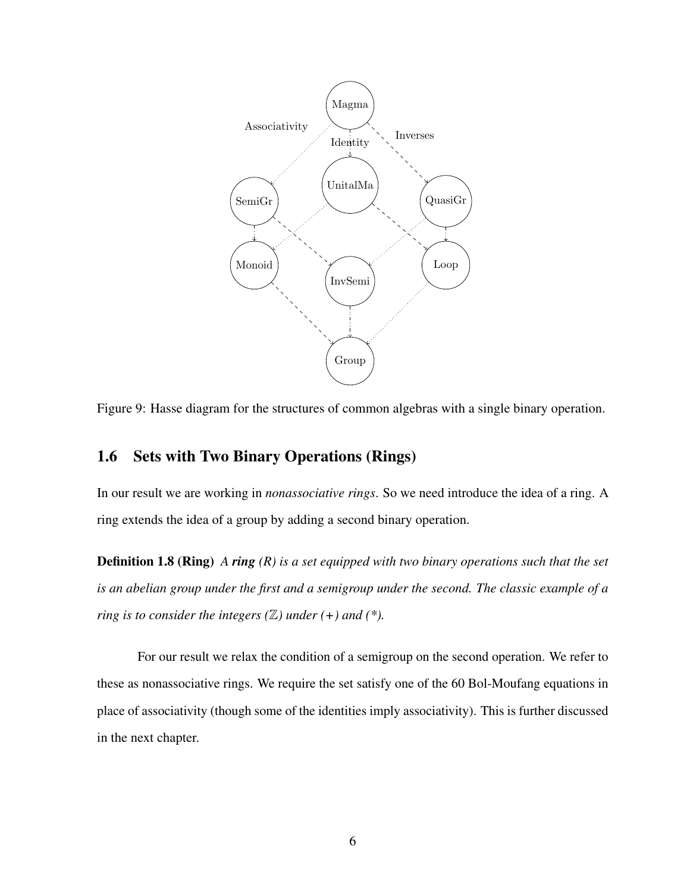Figure 9: Hasse diagram for the structures of common algebras with a single binary operation.

## 1.6 Sets with Two Binary Operations (Rings)

In our result we are working in *nonassociative rings*. So we need introduce the idea of a ring. A ring extends the idea of a group by adding a second binary operation.

**Definition 1.8 (Ring)** *A **ring** (R) is a set equipped with two binary operations such that the set is an abelian group under the first and a semigroup under the second. The classic example of a ring is to consider the integers ($\mathbb{Z}$) under (+) and (*).*

For our result we relax the condition of a semigroup on the second operation. We refer to these as nonassociative rings. We require the set satisfy one of the 60 Bol-Moufang equations in place of associativity (though some of the identities imply associativity). This is further discussed in the next chapter.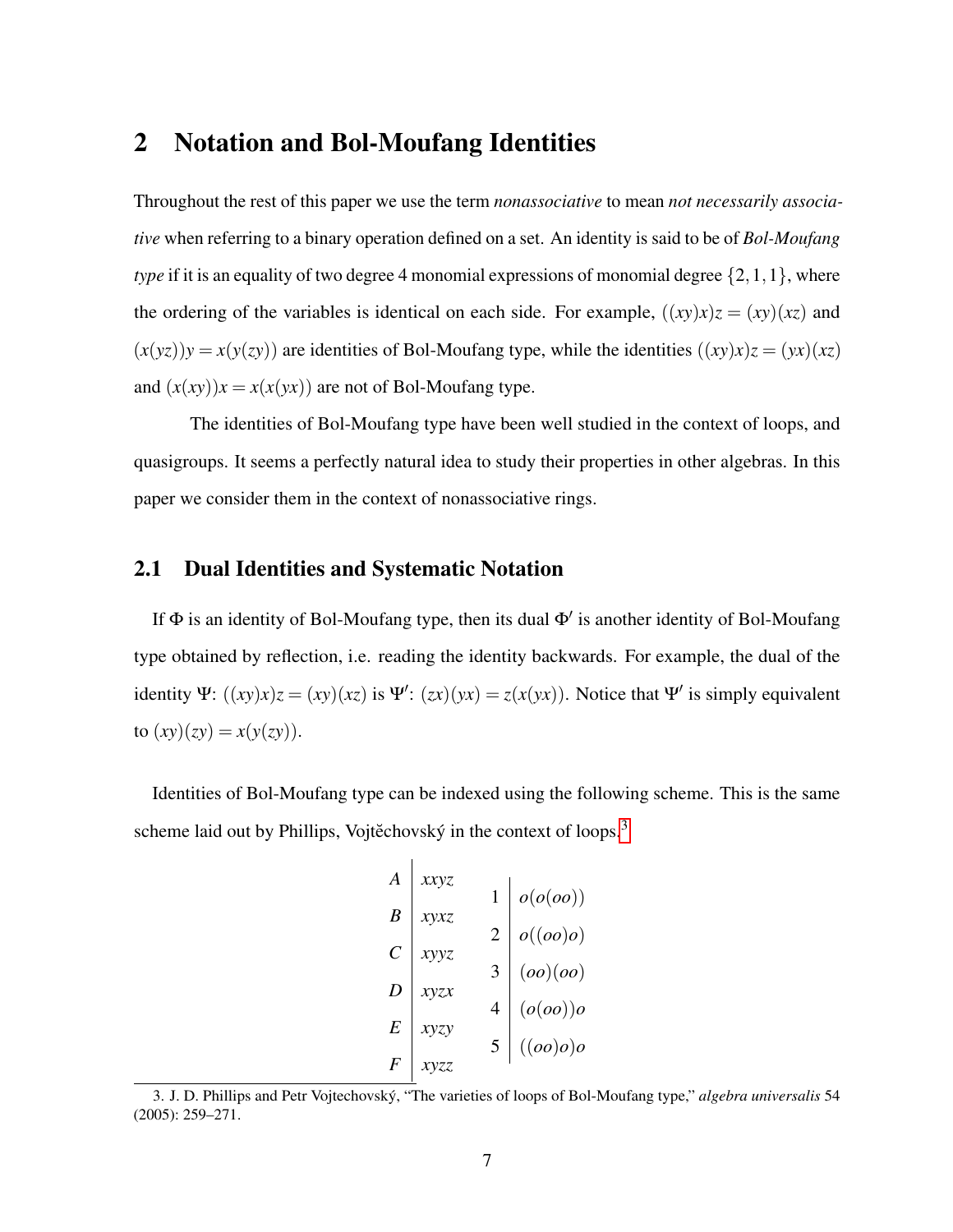## 2 Notation and Bol-Moufang Identities

Throughout the rest of this paper we use the term *nonassociative* to mean *not necessarily associative* when referring to a binary operation defined on a set. An identity is said to be of *Bol-Moufang type* if it is an equality of two degree 4 monomial expressions of monomial degree $\{2,1,1\}$, where the ordering of the variables is identical on each side. For example, $((xy)x)z = (xy)(xz)$ and $(x(yz))y = x(y(zy))$ are identities of Bol-Moufang type, while the identities $((xy)x)z = (yx)(xz)$ and $(x(xy))x = x(x(yx))$ are not of Bol-Moufang type.

The identities of Bol-Moufang type have been well studied in the context of loops, and quasigroups. It seems a perfectly natural idea to study their properties in other algebras. In this paper we consider them in the context of nonassociative rings.

### 2.1 Dual Identities and Systematic Notation

If $\Phi$ is an identity of Bol-Moufang type, then its dual $\Phi'$ is another identity of Bol-Moufang type obtained by reflection, i.e. reading the identity backwards. For example, the dual of the identity $\Psi$: $((xy)x)z = (xy)(xz)$ is $\Psi'$: $(zx)(yx) = z(x(yx))$. Notice that $\Psi'$ is simply equivalent to $(xy)(zy) = x(y(zy))$.

Identities of Bol-Moufang type can be indexed using the following scheme. This is the same scheme laid out by Phillips, Vojtěchovský in the context of loops.[3]

| | |
|---|---|
| $A$ | $xxyz$ |
| $B$ | $xyxz$ |
| $C$ | $xyyz$ |
| $D$ | $xyzx$ |
| $E$ | $xyzy$ |
| $F$ | $xyzz$ |

| | |
|---|---|
| 1 | $o(o(oo))$ |
| 2 | $o((oo)o)$ |
| 3 | $(oo)(oo)$ |
| 4 | $(o(oo))o$ |
| 5 | $((oo)o)o$ |

3. J. D. Phillips and Petr Vojtechovský, "The varieties of loops of Bol-Moufang type," *algebra universalis* 54 (2005): 259–271.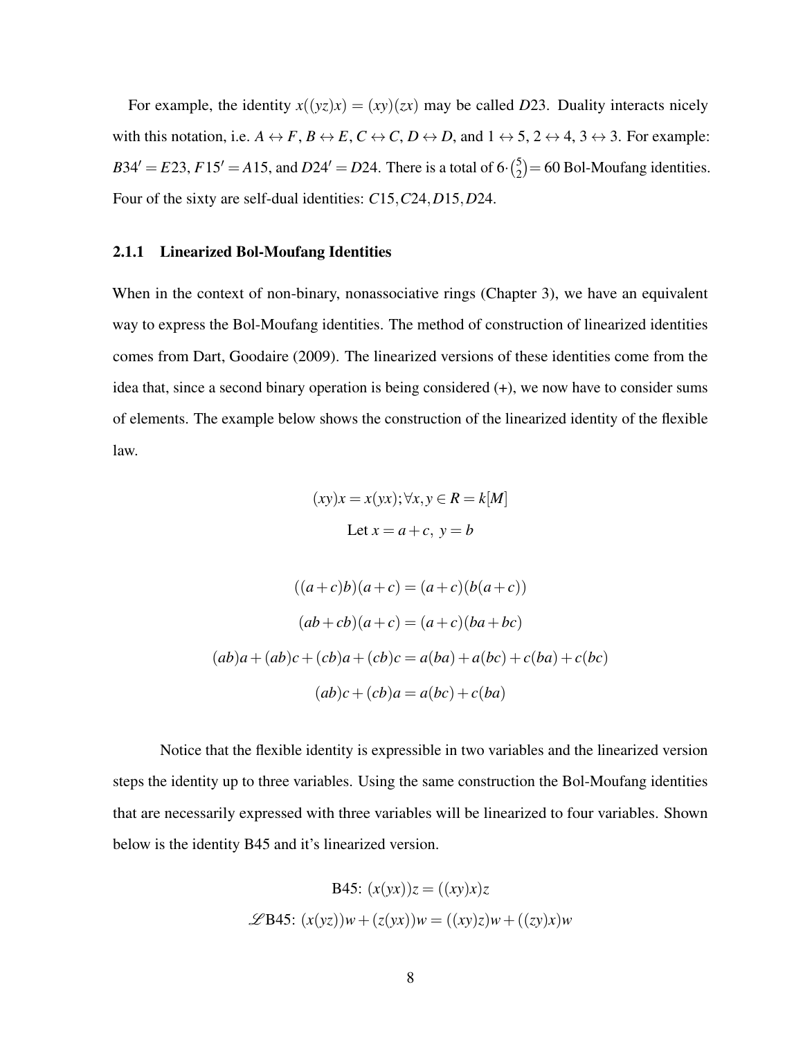For example, the identity $x((yz)x) = (xy)(zx)$ may be called $D23$. Duality interacts nicely with this notation, i.e. $A \leftrightarrow F$, $B \leftrightarrow E$, $C \leftrightarrow C$, $D \leftrightarrow D$, and $1 \leftrightarrow 5$, $2 \leftrightarrow 4$, $3 \leftrightarrow 3$. For example: $B34' = E23$, $F15' = A15$, and $D24' = D24$. There is a total of $6 \cdot \binom{5}{2} = 60$ Bol-Moufang identities. Four of the sixty are self-dual identities: $C15, C24, D15, D24$.

### 2.1.1 Linearized Bol-Moufang Identities

When in the context of non-binary, nonassociative rings (Chapter 3), we have an equivalent way to express the Bol-Moufang identities. The method of construction of linearized identities comes from Dart, Goodaire (2009). The linearized versions of these identities come from the idea that, since a second binary operation is being considered (+), we now have to consider sums of elements. The example below shows the construction of the linearized identity of the flexible law.

$$(xy)x = x(yx); \forall x, y \in R = k[M]$$

$$\text{Let } x = a + c,\ y = b$$

$$((a+c)b)(a+c) = (a+c)(b(a+c))$$

$$(ab+cb)(a+c) = (a+c)(ba+bc)$$

$$(ab)a + (ab)c + (cb)a + (cb)c = a(ba) + a(bc) + c(ba) + c(bc)$$

$$(ab)c + (cb)a = a(bc) + c(ba)$$

Notice that the flexible identity is expressible in two variables and the linearized version steps the identity up to three variables. Using the same construction the Bol-Moufang identities that are necessarily expressed with three variables will be linearized to four variables. Shown below is the identity B45 and it's linearized version.

$$\text{B45: } (x(yx))z = ((xy)x)z$$

$$\mathscr{L}\text{B45: } (x(yz))w + (z(yx))w = ((xy)z)w + ((zy)x)w$$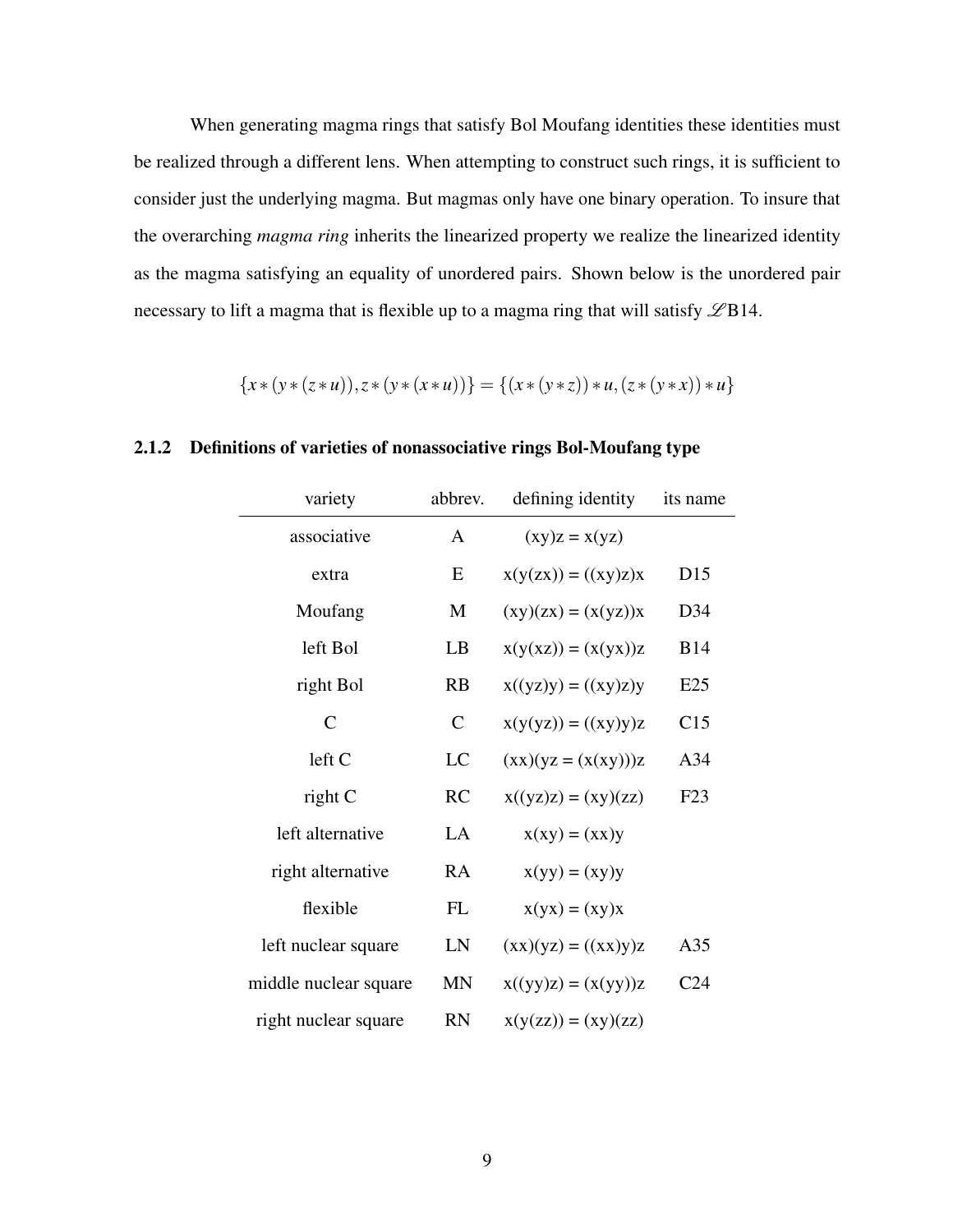When generating magma rings that satisfy Bol Moufang identities these identities must be realized through a different lens. When attempting to construct such rings, it is sufficient to consider just the underlying magma. But magmas only have one binary operation. To insure that the overarching *magma ring* inherits the linearized property we realize the linearized identity as the magma satisfying an equality of unordered pairs. Shown below is the unordered pair necessary to lift a magma that is flexible up to a magma ring that will satisfy $\mathscr{L}$B14.

$$\{x*(y*(z*u)), z*(y*(x*u))\} = \{(x*(y*z))*u, (z*(y*x))*u\}$$

### 2.1.2 Definitions of varieties of nonassociative rings Bol-Moufang type

| variety | abbrev. | defining identity | its name |
|---|---|---|---|
| associative | A | (xy)z = x(yz) | |
| extra | E | x(y(zx)) = ((xy)z)x | D15 |
| Moufang | M | (xy)(zx) = (x(yz))x | D34 |
| left Bol | LB | x(y(xz)) = (x(yx))z | B14 |
| right Bol | RB | x((yz)y) = ((xy)z)y | E25 |
| C | C | x(y(yz)) = ((xy)y)z | C15 |
| left C | LC | (xx)(yz = (x(xy)))z | A34 |
| right C | RC | x((yz)z) = (xy)(zz) | F23 |
| left alternative | LA | x(xy) = (xx)y | |
| right alternative | RA | x(yy) = (xy)y | |
| flexible | FL | x(yx) = (xy)x | |
| left nuclear square | LN | (xx)(yz) = ((xx)y)z | A35 |
| middle nuclear square | MN | x((yy)z) = (x(yy))z | C24 |
| right nuclear square | RN | x(y(zz)) = (xy)(zz) | |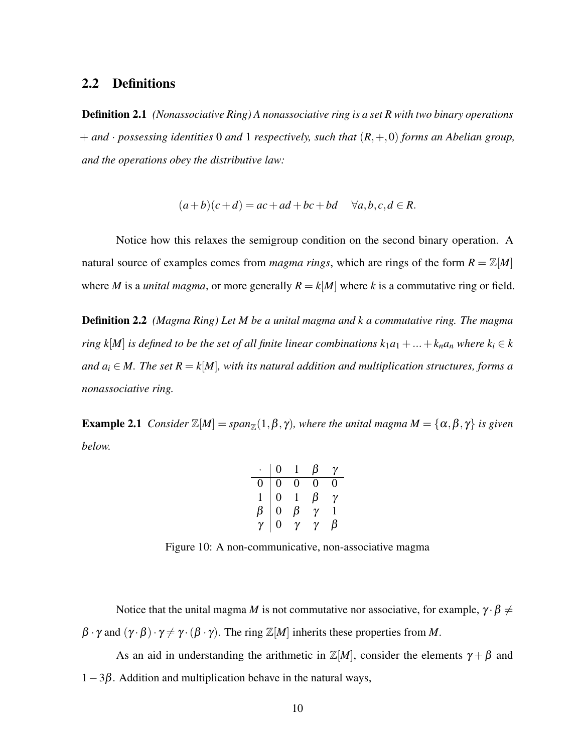## 2.2 Definitions

**Definition 2.1** *(Nonassociative Ring) A nonassociative ring is a set R with two binary operations* $+$ *and* $\cdot$ *possessing identities* $0$ *and* $1$ *respectively, such that* $(R,+,0)$ *forms an Abelian group, and the operations obey the distributive law:*

$$(a+b)(c+d) = ac+ad+bc+bd \quad \forall a,b,c,d \in R.$$

Notice how this relaxes the semigroup condition on the second binary operation. A natural source of examples comes from *magma rings*, which are rings of the form $R = \mathbb{Z}[M]$ where *M* is a *unital magma*, or more generally $R = k[M]$ where *k* is a commutative ring or field.

**Definition 2.2** *(Magma Ring) Let M be a unital magma and k a commutative ring. The magma ring* $k[M]$ *is defined to be the set of all finite linear combinations* $k_1a_1 + ... + k_na_n$ *where* $k_i \in k$ *and* $a_i \in M$*. The set* $R = k[M]$*, with its natural addition and multiplication structures, forms a nonassociative ring.*

**Example 2.1** *Consider* $\mathbb{Z}[M] = span_{\mathbb{Z}}(1,\beta,\gamma)$*, where the unital magma* $M = \{\alpha,\beta,\gamma\}$ *is given below.*

| $\cdot$ | $0$ | $1$ | $\beta$ | $\gamma$ |
|---|---|---|---|---|
| $0$ | $0$ | $0$ | $0$ | $0$ |
| $1$ | $0$ | $1$ | $\beta$ | $\gamma$ |
| $\beta$ | $0$ | $\beta$ | $\gamma$ | $1$ |
| $\gamma$ | $0$ | $\gamma$ | $\gamma$ | $\beta$ |

Figure 10: A non-communicative, non-associative magma

Notice that the unital magma *M* is not commutative nor associative, for example, $\gamma \cdot \beta \neq \beta \cdot \gamma$ and $(\gamma \cdot \beta) \cdot \gamma \neq \gamma \cdot (\beta \cdot \gamma)$. The ring $\mathbb{Z}[M]$ inherits these properties from *M*.

As an aid in understanding the arithmetic in $\mathbb{Z}[M]$, consider the elements $\gamma + \beta$ and $1 - 3\beta$. Addition and multiplication behave in the natural ways,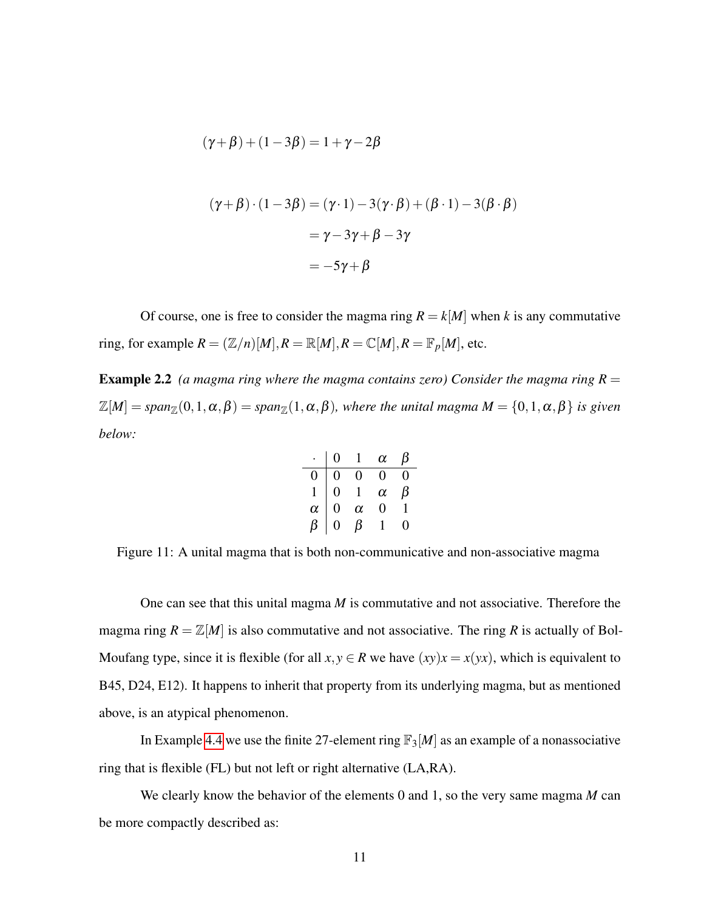$$(\gamma+\beta)+(1-3\beta) = 1+\gamma-2\beta$$

$$\begin{aligned}(\gamma+\beta)\cdot(1-3\beta) &= (\gamma\cdot 1) - 3(\gamma\cdot\beta) + (\beta\cdot 1) - 3(\beta\cdot\beta) \\ &= \gamma - 3\gamma + \beta - 3\gamma \\ &= -5\gamma + \beta\end{aligned}$$

Of course, one is free to consider the magma ring $R = k[M]$ when $k$ is any commutative ring, for example $R = (\mathbb{Z}/n)[M], R = \mathbb{R}[M], R = \mathbb{C}[M], R = \mathbb{F}_p[M]$, etc.

**Example 2.2** *(a magma ring where the magma contains zero) Consider the magma ring $R = \mathbb{Z}[M] = span_{\mathbb{Z}}(0,1,\alpha,\beta) = span_{\mathbb{Z}}(1,\alpha,\beta)$, where the unital magma $M = \{0,1,\alpha,\beta\}$ is given below:*

| $\cdot$ | $0$ | $1$ | $\alpha$ | $\beta$ |
|---|---|---|---|---|
| $0$ | $0$ | $0$ | $0$ | $0$ |
| $1$ | $0$ | $1$ | $\alpha$ | $\beta$ |
| $\alpha$ | $0$ | $\alpha$ | $0$ | $1$ |
| $\beta$ | $0$ | $\beta$ | $1$ | $0$ |

Figure 11: A unital magma that is both non-communicative and non-associative magma

One can see that this unital magma $M$ is commutative and not associative. Therefore the magma ring $R = \mathbb{Z}[M]$ is also commutative and not associative. The ring $R$ is actually of Bol-Moufang type, since it is flexible (for all $x, y \in R$ we have $(xy)x = x(yx)$, which is equivalent to B45, D24, E12). It happens to inherit that property from its underlying magma, but as mentioned above, is an atypical phenomenon.

In Example 4.4 we use the finite 27-element ring $\mathbb{F}_3[M]$ as an example of a nonassociative ring that is flexible (FL) but not left or right alternative (LA,RA).

We clearly know the behavior of the elements 0 and 1, so the very same magma $M$ can be more compactly described as: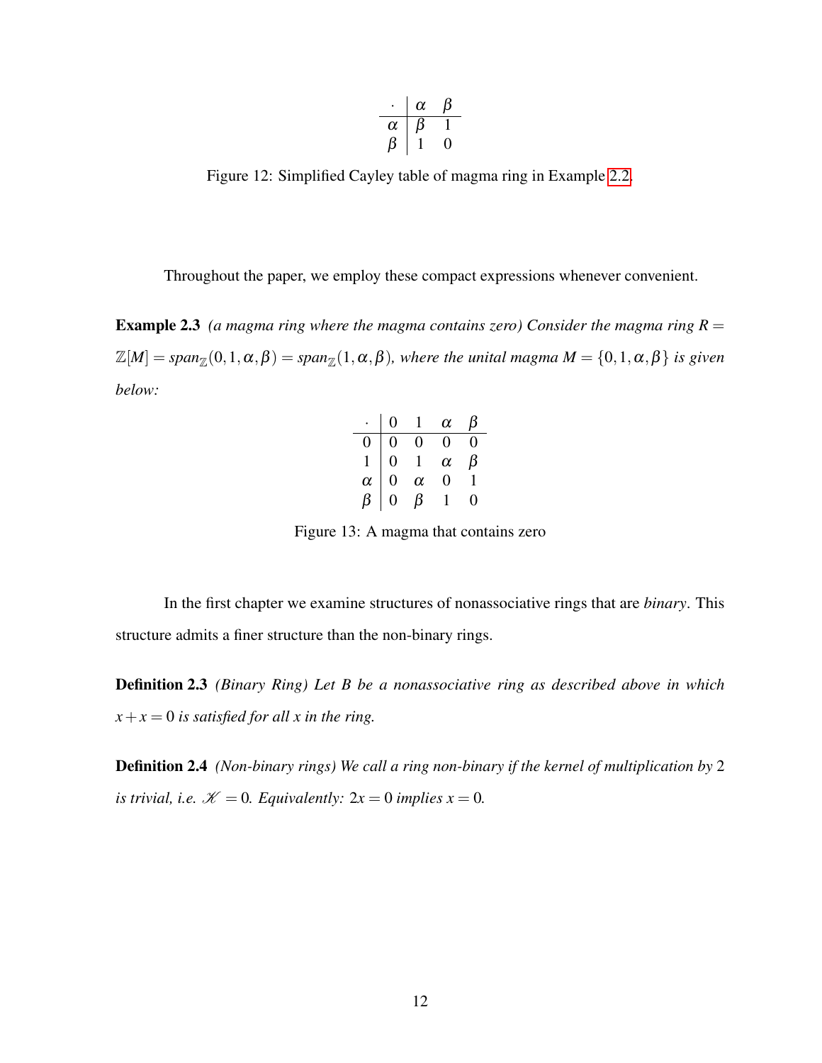| $\cdot$ | $\alpha$ | $\beta$ |
|---|---|---|
| $\alpha$ | $\beta$ | 1 |
| $\beta$ | 1 | 0 |

Figure 12: Simplified Cayley table of magma ring in Example 2.2.

Throughout the paper, we employ these compact expressions whenever convenient.

**Example 2.3** *(a magma ring where the magma contains zero) Consider the magma ring* $R = \mathbb{Z}[M] = span_{\mathbb{Z}}(0, 1, \alpha, \beta) = span_{\mathbb{Z}}(1, \alpha, \beta)$*, where the unital magma* $M = \{0, 1, \alpha, \beta\}$ *is given below:*

| $\cdot$ | 0 | 1 | $\alpha$ | $\beta$ |
|---|---|---|---|---|
| 0 | 0 | 0 | 0 | 0 |
| 1 | 0 | 1 | $\alpha$ | $\beta$ |
| $\alpha$ | 0 | $\alpha$ | 0 | 1 |
| $\beta$ | 0 | $\beta$ | 1 | 0 |

Figure 13: A magma that contains zero

In the first chapter we examine structures of nonassociative rings that are *binary*. This structure admits a finer structure than the non-binary rings.

**Definition 2.3** *(Binary Ring) Let $B$ be a nonassociative ring as described above in which* $x + x = 0$ *is satisfied for all $x$ in the ring.*

**Definition 2.4** *(Non-binary rings) We call a ring non-binary if the kernel of multiplication by* 2 *is trivial, i.e.* $\mathscr{K} = 0$*. Equivalently:* $2x = 0$ *implies* $x = 0$*.*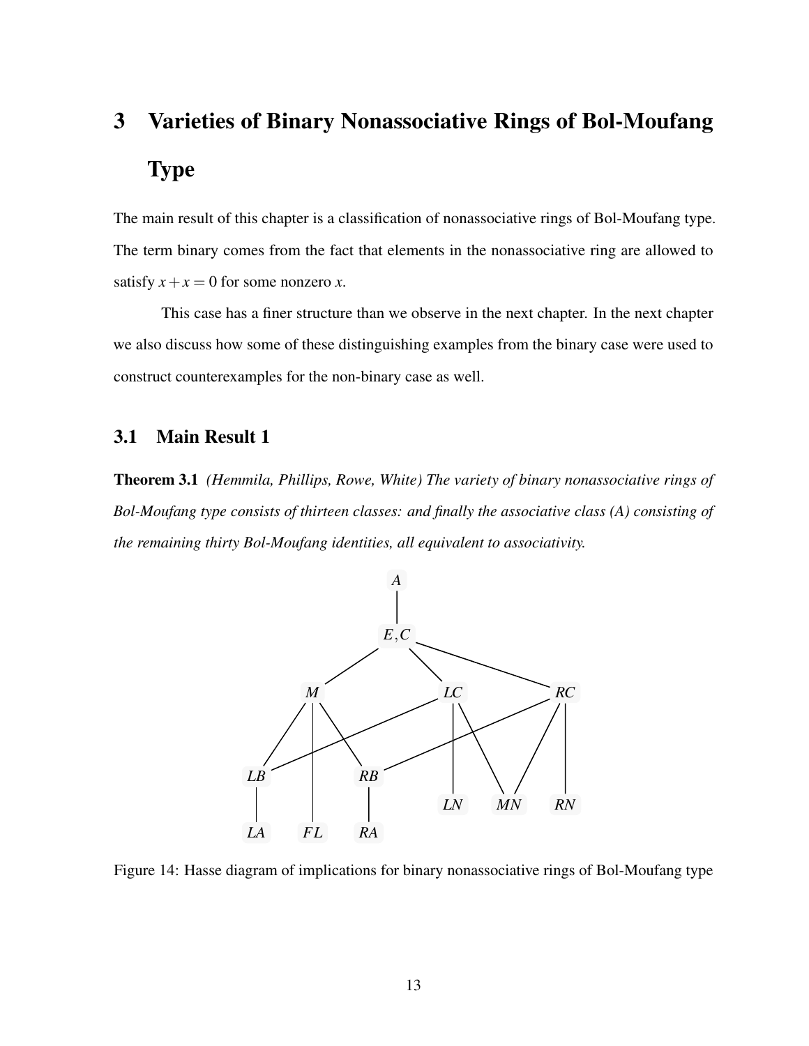# 3 Varieties of Binary Nonassociative Rings of Bol-Moufang Type

The main result of this chapter is a classification of nonassociative rings of Bol-Moufang type. The term binary comes from the fact that elements in the nonassociative ring are allowed to satisfy $x + x = 0$ for some nonzero $x$.

This case has a finer structure than we observe in the next chapter. In the next chapter we also discuss how some of these distinguishing examples from the binary case were used to construct counterexamples for the non-binary case as well.

## 3.1 Main Result 1

**Theorem 3.1** *(Hemmila, Phillips, Rowe, White) The variety of binary nonassociative rings of Bol-Moufang type consists of thirteen classes: and finally the associative class (A) consisting of the remaining thirty Bol-Moufang identities, all equivalent to associativity.*

Figure 14: Hasse diagram of implications for binary nonassociative rings of Bol-Moufang type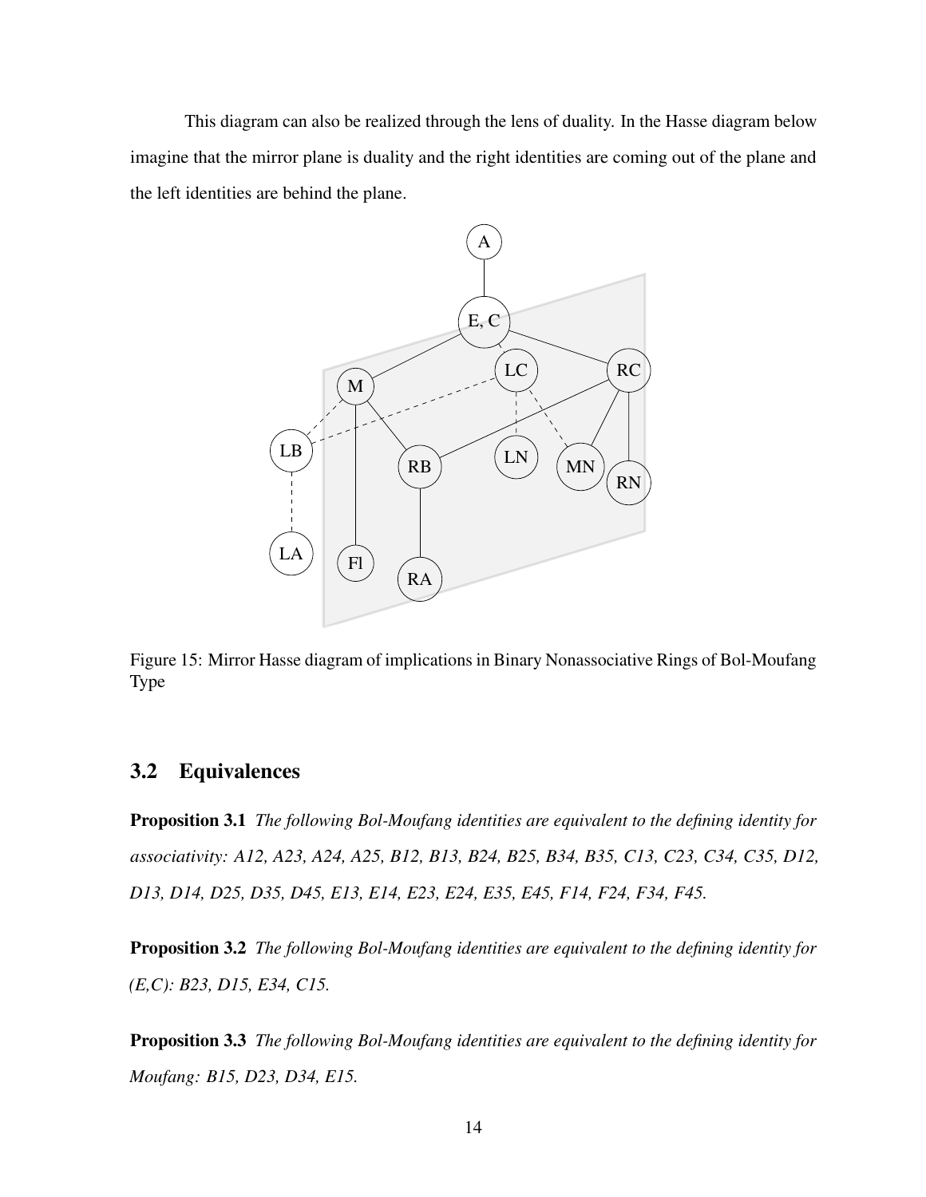This diagram can also be realized through the lens of duality. In the Hasse diagram below imagine that the mirror plane is duality and the right identities are coming out of the plane and the left identities are behind the plane.

Figure 15: Mirror Hasse diagram of implications in Binary Nonassociative Rings of Bol-Moufang Type

## 3.2 Equivalences

**Proposition 3.1** *The following Bol-Moufang identities are equivalent to the defining identity for associativity: A12, A23, A24, A25, B12, B13, B24, B25, B34, B35, C13, C23, C34, C35, D12, D13, D14, D25, D35, D45, E13, E14, E23, E24, E35, E45, F14, F24, F34, F45.*

**Proposition 3.2** *The following Bol-Moufang identities are equivalent to the defining identity for (E,C): B23, D15, E34, C15.*

**Proposition 3.3** *The following Bol-Moufang identities are equivalent to the defining identity for Moufang: B15, D23, D34, E15.*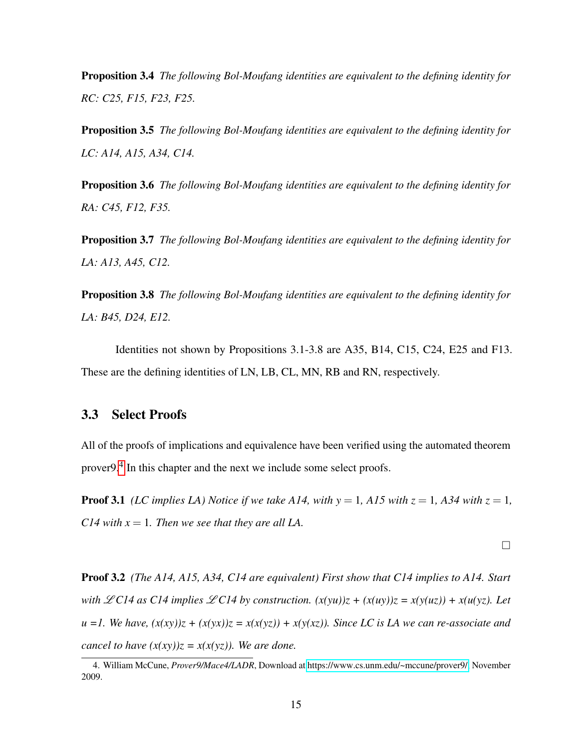**Proposition 3.4** *The following Bol-Moufang identities are equivalent to the defining identity for RC: C25, F15, F23, F25.*

**Proposition 3.5** *The following Bol-Moufang identities are equivalent to the defining identity for LC: A14, A15, A34, C14.*

**Proposition 3.6** *The following Bol-Moufang identities are equivalent to the defining identity for RA: C45, F12, F35.*

**Proposition 3.7** *The following Bol-Moufang identities are equivalent to the defining identity for LA: A13, A45, C12.*

**Proposition 3.8** *The following Bol-Moufang identities are equivalent to the defining identity for LA: B45, D24, E12.*

Identities not shown by Propositions 3.1-3.8 are A35, B14, C15, C24, E25 and F13. These are the defining identities of LN, LB, CL, MN, RB and RN, respectively.

## 3.3 Select Proofs

All of the proofs of implications and equivalence have been verified using the automated theorem prover9.[4] In this chapter and the next we include some select proofs.

**Proof 3.1** *(LC implies LA) Notice if we take A14, with $y = 1$, A15 with $z = 1$, A34 with $z = 1$, C14 with $x = 1$. Then we see that they are all LA.*

□

**Proof 3.2** *(The A14, A15, A34, C14 are equivalent) First show that C14 implies to A14. Start with $\mathscr{L}C14$ as C14 implies $\mathscr{L}C14$ by construction. (x(yu))z + (x(uy))z = x(y(uz)) + x(u(yz). Let u =1. We have, (x(xy))z + (x(yx))z = x(x(yz)) + x(y(xz)). Since LC is LA we can re-associate and cancel to have (x(xy))z = x(x(yz)). We are done.*

4. William McCune, *Prover9/Mace4/LADR*, Download at https://www.cs.unm.edu/~mccune/prover9/, November 2009.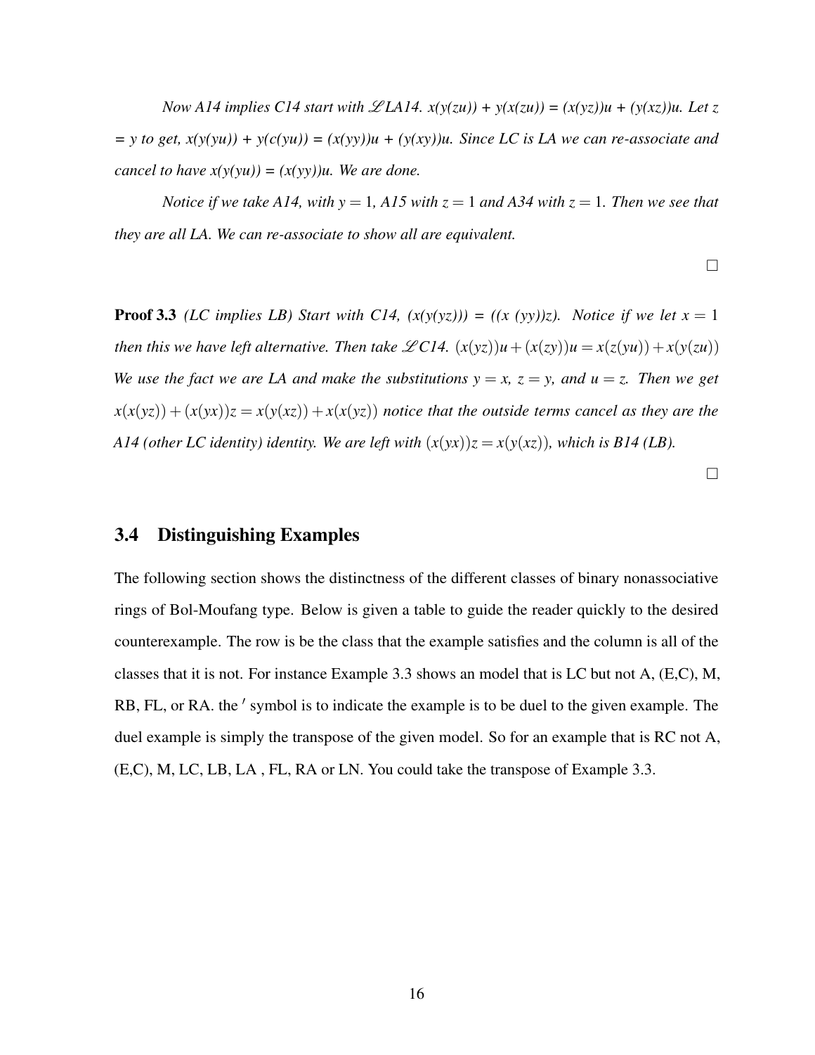*Now A14 implies C14 start with $\mathscr{L}$LA14. x(y(zu)) + y(x(zu)) = (x(yz))u + (y(xz))u. Let z = y to get, x(y(yu)) + y(c(yu)) = (x(yy))u + (y(xy))u. Since LC is LA we can re-associate and cancel to have x(y(yu)) = (x(yy))u. We are done.*

*Notice if we take A14, with $y = 1$, A15 with $z = 1$ and A34 with $z = 1$. Then we see that they are all LA. We can re-associate to show all are equivalent.*

□

**Proof 3.3** *(LC implies LB) Start with C14, (x(y(yz))) = ((x (yy))z). Notice if we let $x = 1$ then this we have left alternative. Then take $\mathscr{L}$C14. $(x(yz))u + (x(zy))u = x(z(yu)) + x(y(zu))$ We use the fact we are LA and make the substitutions $y = x$, $z = y$, and $u = z$. Then we get $x(x(yz)) + (x(yx))z = x(y(xz)) + x(x(yz))$ notice that the outside terms cancel as they are the A14 (other LC identity) identity. We are left with $(x(yx))z = x(y(xz))$, which is B14 (LB).*

□

## 3.4 Distinguishing Examples

The following section shows the distinctness of the different classes of binary nonassociative rings of Bol-Moufang type. Below is given a table to guide the reader quickly to the desired counterexample. The row is be the class that the example satisfies and the column is all of the classes that it is not. For instance Example 3.3 shows an model that is LC but not A, (E,C), M, RB, FL, or RA. the $'$ symbol is to indicate the example is to be duel to the given example. The duel example is simply the transpose of the given model. So for an example that is RC not A, (E,C), M, LC, LB, LA , FL, RA or LN. You could take the transpose of Example 3.3.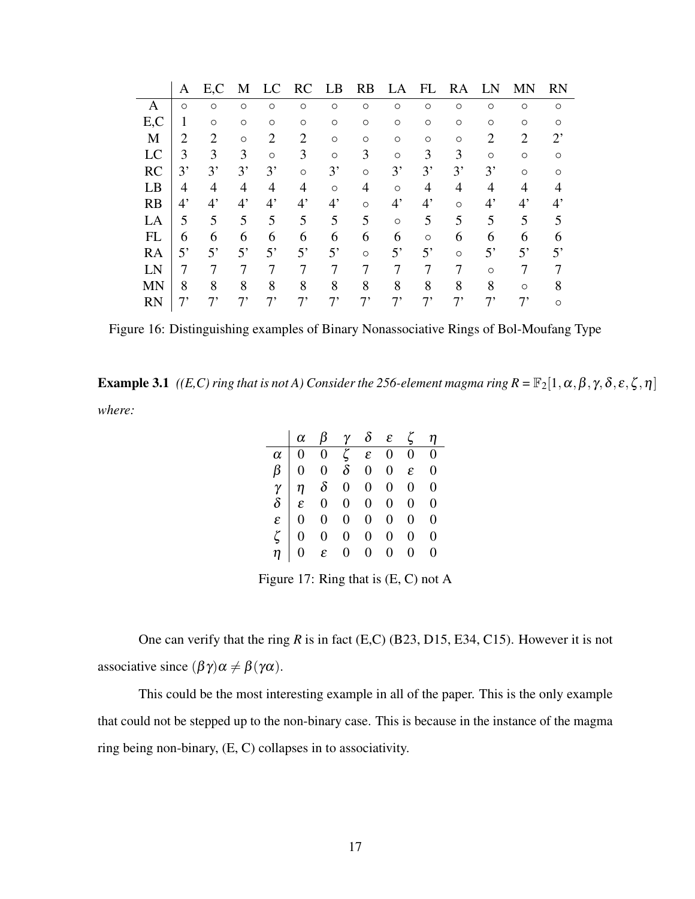|  | A | E,C | M | LC | RC | LB | RB | LA | FL | RA | LN | MN | RN |
|---|---|---|---|---|---|---|---|---|---|---|---|---|---|
| A | ◦ | ◦ | ◦ | ◦ | ◦ | ◦ | ◦ | ◦ | ◦ | ◦ | ◦ | ◦ | ◦ |
| E,C | 1 | ◦ | ◦ | ◦ | ◦ | ◦ | ◦ | ◦ | ◦ | ◦ | ◦ | ◦ | ◦ |
| M | 2 | 2 | ◦ | 2 | 2 | ◦ | ◦ | ◦ | ◦ | ◦ | 2 | 2 | 2' |
| LC | 3 | 3 | 3 | ◦ | 3 | ◦ | 3 | ◦ | 3 | 3 | ◦ | ◦ | ◦ |
| RC | 3' | 3' | 3' | 3' | ◦ | 3' | ◦ | 3' | 3' | 3' | 3' | ◦ | ◦ |
| LB | 4 | 4 | 4 | 4 | 4 | ◦ | 4 | ◦ | 4 | 4 | 4 | 4 | 4 |
| RB | 4' | 4' | 4' | 4' | 4' | 4' | ◦ | 4' | 4' | ◦ | 4' | 4' | 4' |
| LA | 5 | 5 | 5 | 5 | 5 | 5 | 5 | ◦ | 5 | 5 | 5 | 5 | 5 |
| FL | 6 | 6 | 6 | 6 | 6 | 6 | 6 | 6 | ◦ | 6 | 6 | 6 | 6 |
| RA | 5' | 5' | 5' | 5' | 5' | 5' | ◦ | 5' | 5' | ◦ | 5' | 5' | 5' |
| LN | 7 | 7 | 7 | 7 | 7 | 7 | 7 | 7 | 7 | 7 | ◦ | 7 | 7 |
| MN | 8 | 8 | 8 | 8 | 8 | 8 | 8 | 8 | 8 | 8 | 8 | ◦ | 8 |
| RN | 7' | 7' | 7' | 7' | 7' | 7' | 7' | 7' | 7' | 7' | 7' | 7' | ◦ |

Figure 16: Distinguishing examples of Binary Nonassociative Rings of Bol-Moufang Type

**Example 3.1** *((E,C) ring that is not A) Consider the 256-element magma ring $R = \mathbb{F}_2[1, \alpha, \beta, \gamma, \delta, \varepsilon, \zeta, \eta]$ where:*

|  | $\alpha$ | $\beta$ | $\gamma$ | $\delta$ | $\varepsilon$ | $\zeta$ | $\eta$ |
|---|---|---|---|---|---|---|---|
| $\alpha$ | 0 | 0 | $\zeta$ | $\varepsilon$ | 0 | 0 | 0 |
| $\beta$ | 0 | 0 | $\delta$ | 0 | 0 | $\varepsilon$ | 0 |
| $\gamma$ | $\eta$ | $\delta$ | 0 | 0 | 0 | 0 | 0 |
| $\delta$ | $\varepsilon$ | 0 | 0 | 0 | 0 | 0 | 0 |
| $\varepsilon$ | 0 | 0 | 0 | 0 | 0 | 0 | 0 |
| $\zeta$ | 0 | 0 | 0 | 0 | 0 | 0 | 0 |
| $\eta$ | 0 | $\varepsilon$ | 0 | 0 | 0 | 0 | 0 |

Figure 17: Ring that is (E, C) not A

One can verify that the ring $R$ is in fact (E,C) (B23, D15, E34, C15). However it is not associative since $(\beta\gamma)\alpha \neq \beta(\gamma\alpha)$.

This could be the most interesting example in all of the paper. This is the only example that could not be stepped up to the non-binary case. This is because in the instance of the magma ring being non-binary, (E, C) collapses in to associativity.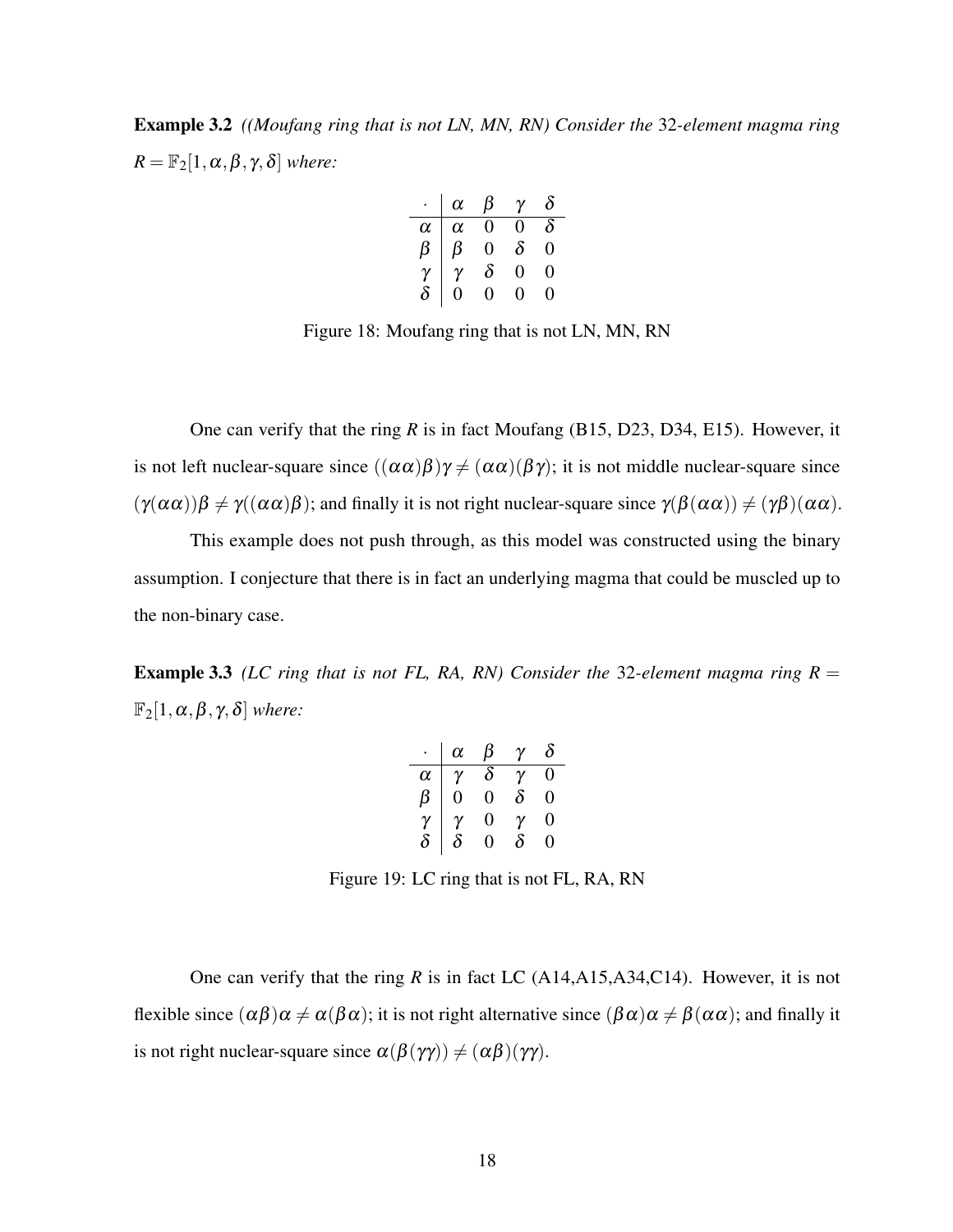**Example 3.2** *((Moufang ring that is not LN, MN, RN) Consider the* 32*-element magma ring* $R = \mathbb{F}_2[1, \alpha, \beta, \gamma, \delta]$ *where:*

| $\cdot$ | $\alpha$ | $\beta$ | $\gamma$ | $\delta$ |
|---|---|---|---|---|
| $\alpha$ | $\alpha$ | 0 | 0 | $\delta$ |
| $\beta$ | $\beta$ | 0 | $\delta$ | 0 |
| $\gamma$ | $\gamma$ | $\delta$ | 0 | 0 |
| $\delta$ | 0 | 0 | 0 | 0 |

Figure 18: Moufang ring that is not LN, MN, RN

One can verify that the ring $R$ is in fact Moufang (B15, D23, D34, E15). However, it is not left nuclear-square since $((\alpha\alpha)\beta)\gamma \neq (\alpha\alpha)(\beta\gamma)$; it is not middle nuclear-square since $(\gamma(\alpha\alpha))\beta \neq \gamma((\alpha\alpha)\beta)$; and finally it is not right nuclear-square since $\gamma(\beta(\alpha\alpha)) \neq (\gamma\beta)(\alpha\alpha)$.

This example does not push through, as this model was constructed using the binary assumption. I conjecture that there is in fact an underlying magma that could be muscled up to the non-binary case.

**Example 3.3** *(LC ring that is not FL, RA, RN) Consider the* 32*-element magma ring* $R = \mathbb{F}_2[1, \alpha, \beta, \gamma, \delta]$ *where:*

| $\cdot$ | $\alpha$ | $\beta$ | $\gamma$ | $\delta$ |
|---|---|---|---|---|
| $\alpha$ | $\gamma$ | $\delta$ | $\gamma$ | 0 |
| $\beta$ | 0 | 0 | $\delta$ | 0 |
| $\gamma$ | $\gamma$ | 0 | $\gamma$ | 0 |
| $\delta$ | $\delta$ | 0 | $\delta$ | 0 |

Figure 19: LC ring that is not FL, RA, RN

One can verify that the ring $R$ is in fact LC (A14,A15,A34,C14). However, it is not flexible since $(\alpha\beta)\alpha \neq \alpha(\beta\alpha)$; it is not right alternative since $(\beta\alpha)\alpha \neq \beta(\alpha\alpha)$; and finally it is not right nuclear-square since $\alpha(\beta(\gamma\gamma)) \neq (\alpha\beta)(\gamma\gamma)$.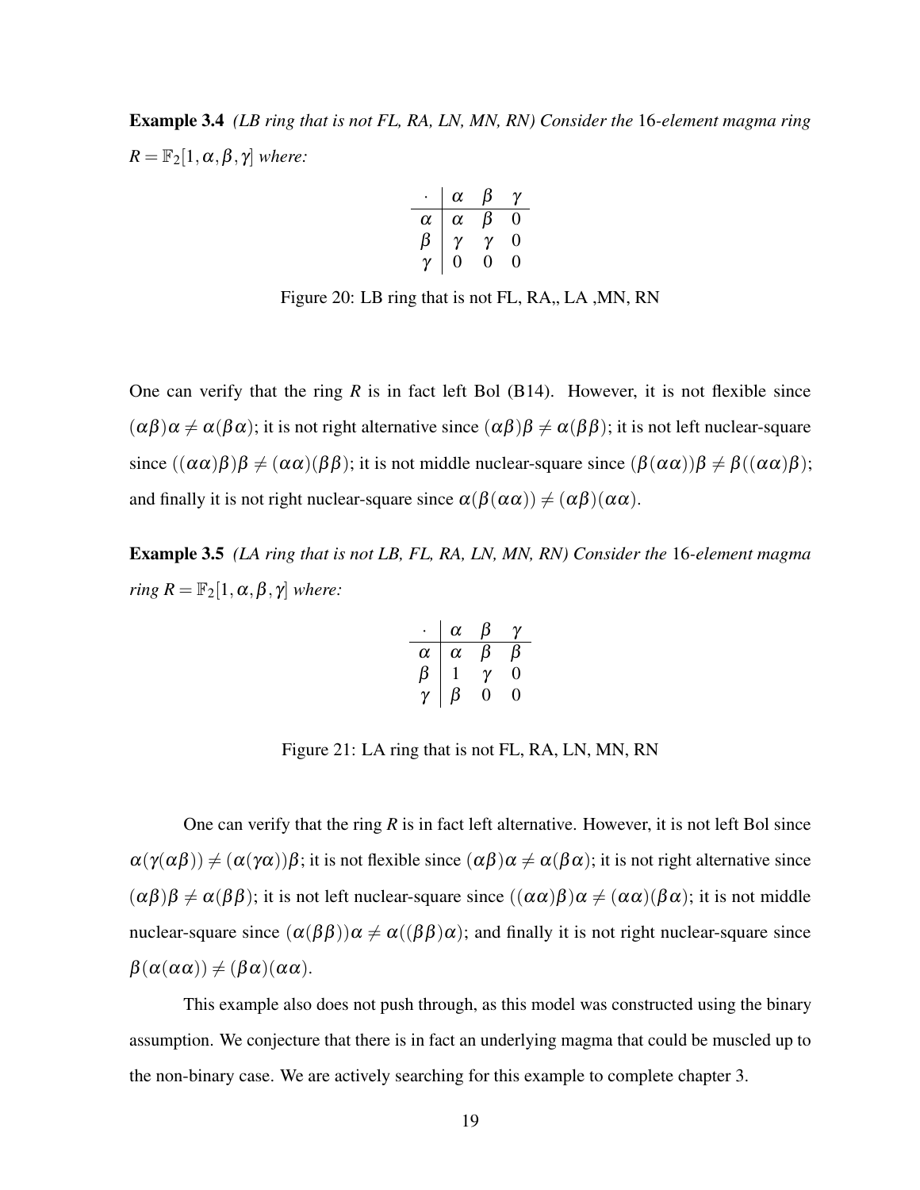**Example 3.4** *(LB ring that is not FL, RA, LN, MN, RN) Consider the* 16*-element magma ring* $R = \mathbb{F}_2[1, \alpha, \beta, \gamma]$ *where:*

| $\cdot$ | $\alpha$ | $\beta$ | $\gamma$ |
|---|---|---|---|
| $\alpha$ | $\alpha$ | $\beta$ | $0$ |
| $\beta$ | $\gamma$ | $\gamma$ | $0$ |
| $\gamma$ | $0$ | $0$ | $0$ |

Figure 20: LB ring that is not FL, RA,, LA ,MN, RN

One can verify that the ring $R$ is in fact left Bol (B14). However, it is not flexible since $(\alpha\beta)\alpha \neq \alpha(\beta\alpha)$; it is not right alternative since $(\alpha\beta)\beta \neq \alpha(\beta\beta)$; it is not left nuclear-square since $((\alpha\alpha)\beta)\beta \neq (\alpha\alpha)(\beta\beta)$; it is not middle nuclear-square since $(\beta(\alpha\alpha))\beta \neq \beta((\alpha\alpha)\beta)$; and finally it is not right nuclear-square since $\alpha(\beta(\alpha\alpha)) \neq (\alpha\beta)(\alpha\alpha)$.

**Example 3.5** *(LA ring that is not LB, FL, RA, LN, MN, RN) Consider the* 16*-element magma ring* $R = \mathbb{F}_2[1, \alpha, \beta, \gamma]$ *where:*

| $\cdot$ | $\alpha$ | $\beta$ | $\gamma$ |
|---|---|---|---|
| $\alpha$ | $\alpha$ | $\beta$ | $\beta$ |
| $\beta$ | $1$ | $\gamma$ | $0$ |
| $\gamma$ | $\beta$ | $0$ | $0$ |

Figure 21: LA ring that is not FL, RA, LN, MN, RN

One can verify that the ring $R$ is in fact left alternative. However, it is not left Bol since $\alpha(\gamma(\alpha\beta)) \neq (\alpha(\gamma\alpha))\beta$; it is not flexible since $(\alpha\beta)\alpha \neq \alpha(\beta\alpha)$; it is not right alternative since $(\alpha\beta)\beta \neq \alpha(\beta\beta)$; it is not left nuclear-square since $((\alpha\alpha)\beta)\alpha \neq (\alpha\alpha)(\beta\alpha)$; it is not middle nuclear-square since $(\alpha(\beta\beta))\alpha \neq \alpha((\beta\beta)\alpha)$; and finally it is not right nuclear-square since $\beta(\alpha(\alpha\alpha)) \neq (\beta\alpha)(\alpha\alpha)$.

This example also does not push through, as this model was constructed using the binary assumption. We conjecture that there is in fact an underlying magma that could be muscled up to the non-binary case. We are actively searching for this example to complete chapter 3.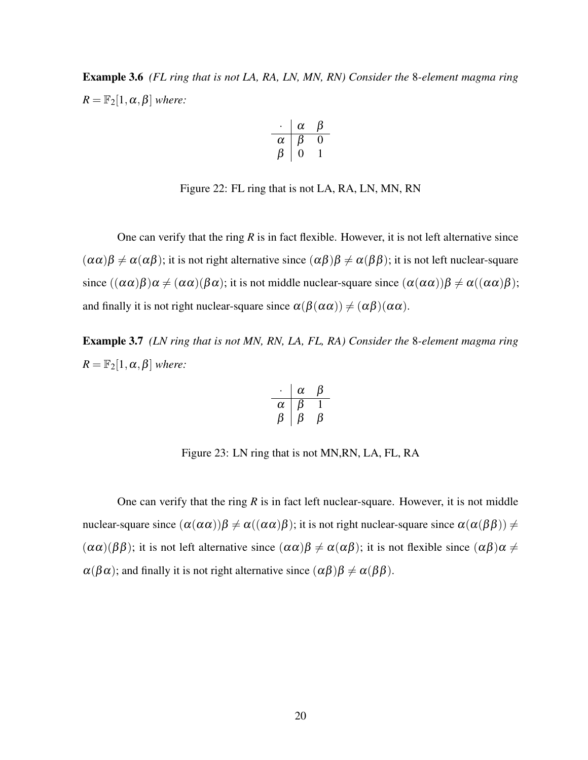**Example 3.6** *(FL ring that is not LA, RA, LN, MN, RN) Consider the* 8*-element magma ring* $R = \mathbb{F}_2[1, \alpha, \beta]$ *where:*

| $\cdot$ | $\alpha$ | $\beta$ |
|---|---|---|
| $\alpha$ | $\beta$ | $0$ |
| $\beta$ | $0$ | $1$ |

Figure 22: FL ring that is not LA, RA, LN, MN, RN

One can verify that the ring $R$ is in fact flexible. However, it is not left alternative since $(\alpha\alpha)\beta \neq \alpha(\alpha\beta)$; it is not right alternative since $(\alpha\beta)\beta \neq \alpha(\beta\beta)$; it is not left nuclear-square since $((\alpha\alpha)\beta)\alpha \neq (\alpha\alpha)(\beta\alpha)$; it is not middle nuclear-square since $(\alpha(\alpha\alpha))\beta \neq \alpha((\alpha\alpha)\beta)$; and finally it is not right nuclear-square since $\alpha(\beta(\alpha\alpha)) \neq (\alpha\beta)(\alpha\alpha)$.

**Example 3.7** *(LN ring that is not MN, RN, LA, FL, RA) Consider the* 8*-element magma ring* $R = \mathbb{F}_2[1, \alpha, \beta]$ *where:*

| $\cdot$ | $\alpha$ | $\beta$ |
|---|---|---|
| $\alpha$ | $\beta$ | $1$ |
| $\beta$ | $\beta$ | $\beta$ |

Figure 23: LN ring that is not MN,RN, LA, FL, RA

One can verify that the ring $R$ is in fact left nuclear-square. However, it is not middle nuclear-square since $(\alpha(\alpha\alpha))\beta \neq \alpha((\alpha\alpha)\beta)$; it is not right nuclear-square since $\alpha(\alpha(\beta\beta)) \neq (\alpha\alpha)(\beta\beta)$; it is not left alternative since $(\alpha\alpha)\beta \neq \alpha(\alpha\beta)$; it is not flexible since $(\alpha\beta)\alpha \neq \alpha(\beta\alpha)$; and finally it is not right alternative since $(\alpha\beta)\beta \neq \alpha(\beta\beta)$.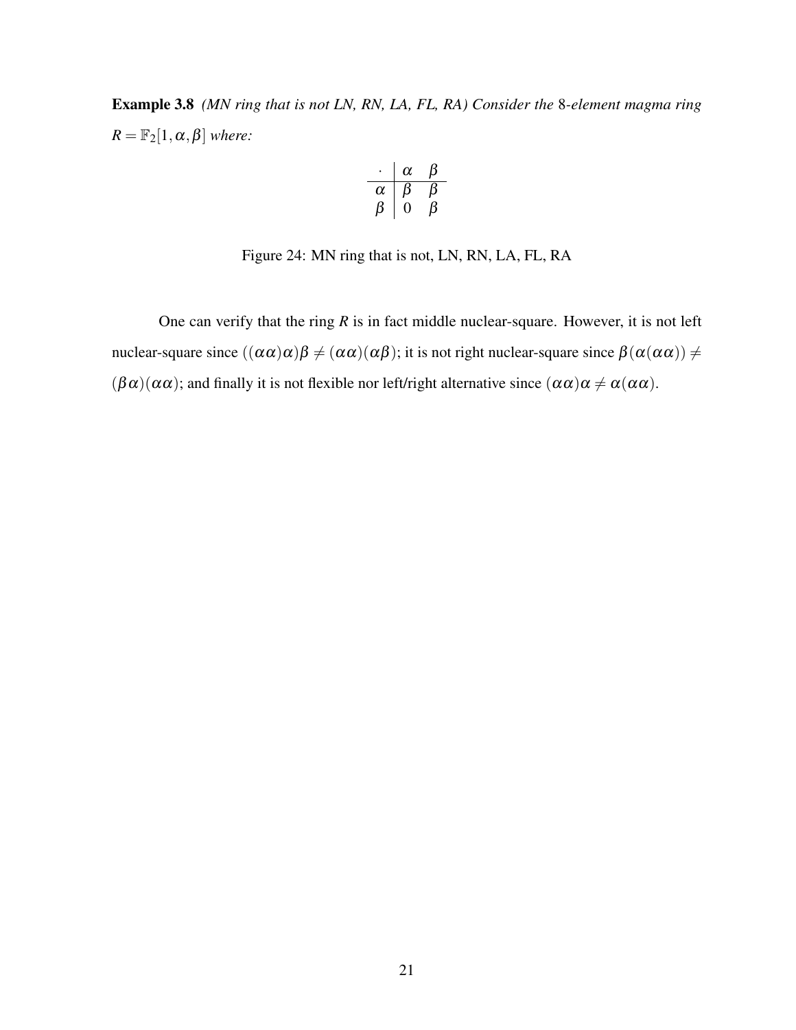**Example 3.8** *(MN ring that is not LN, RN, LA, FL, RA) Consider the* 8*-element magma ring* $R = \mathbb{F}_2[1, \alpha, \beta]$ *where:*

| $\cdot$ | $\alpha$ | $\beta$ |
|---|---|---|
| $\alpha$ | $\beta$ | $\beta$ |
| $\beta$ | $0$ | $\beta$ |

Figure 24: MN ring that is not, LN, RN, LA, FL, RA

One can verify that the ring $R$ is in fact middle nuclear-square. However, it is not left nuclear-square since $((\alpha\alpha)\alpha)\beta \neq (\alpha\alpha)(\alpha\beta)$; it is not right nuclear-square since $\beta(\alpha(\alpha\alpha)) \neq (\beta\alpha)(\alpha\alpha)$; and finally it is not flexible nor left/right alternative since $(\alpha\alpha)\alpha \neq \alpha(\alpha\alpha)$.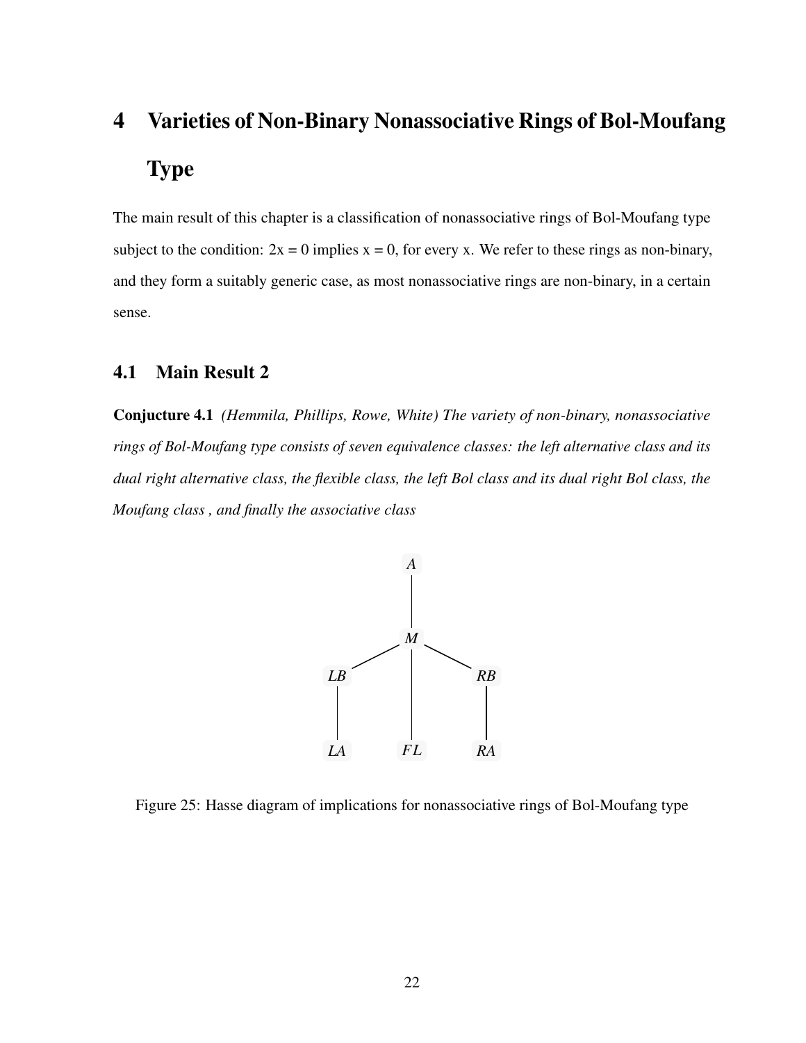# 4 Varieties of Non-Binary Nonassociative Rings of Bol-Moufang Type

The main result of this chapter is a classification of nonassociative rings of Bol-Moufang type subject to the condition: 2x = 0 implies x = 0, for every x. We refer to these rings as non-binary, and they form a suitably generic case, as most nonassociative rings are non-binary, in a certain sense.

## 4.1 Main Result 2

**Conjucture 4.1** *(Hemmila, Phillips, Rowe, White) The variety of non-binary, nonassociative rings of Bol-Moufang type consists of seven equivalence classes: the left alternative class and its dual right alternative class, the flexible class, the left Bol class and its dual right Bol class, the Moufang class , and finally the associative class*

Figure 25: Hasse diagram of implications for nonassociative rings of Bol-Moufang type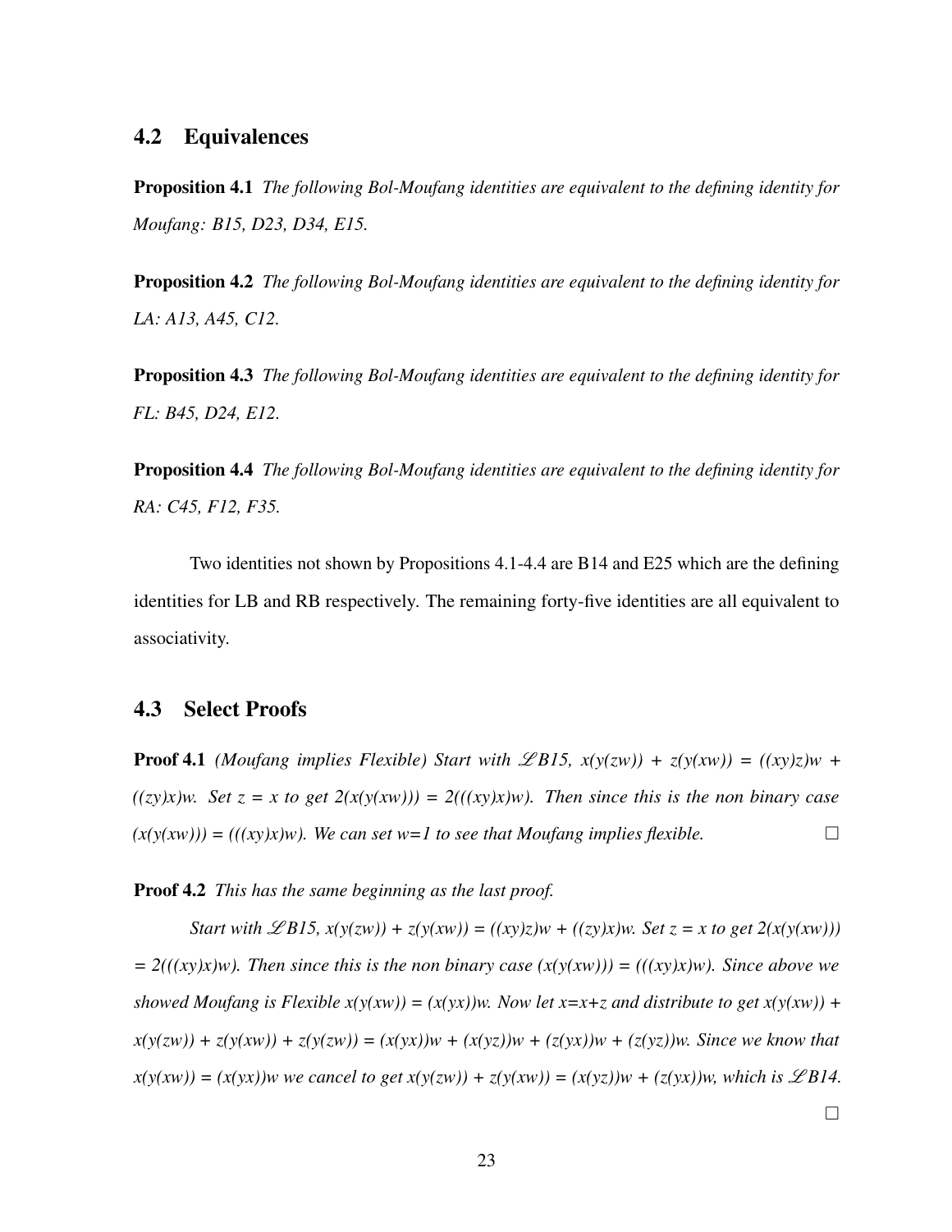## 4.2 Equivalences

**Proposition 4.1** *The following Bol-Moufang identities are equivalent to the defining identity for Moufang: B15, D23, D34, E15.*

**Proposition 4.2** *The following Bol-Moufang identities are equivalent to the defining identity for LA: A13, A45, C12.*

**Proposition 4.3** *The following Bol-Moufang identities are equivalent to the defining identity for FL: B45, D24, E12.*

**Proposition 4.4** *The following Bol-Moufang identities are equivalent to the defining identity for RA: C45, F12, F35.*

Two identities not shown by Propositions 4.1-4.4 are B14 and E25 which are the defining identities for LB and RB respectively. The remaining forty-five identities are all equivalent to associativity.

## 4.3 Select Proofs

**Proof 4.1** *(Moufang implies Flexible) Start with $\mathscr{L}B15$, $x(y(zw)) + z(y(xw)) = ((xy)z)w + ((zy)x)w$. Set $z = x$ to get $2(x(y(xw))) = 2(((xy)x)w)$. Then since this is the non binary case $(x(y(xw))) = (((xy)x)w)$. We can set $w=1$ to see that Moufang implies flexible.* □

**Proof 4.2** *This has the same beginning as the last proof.*

*Start with $\mathscr{L}B15$, $x(y(zw)) + z(y(xw)) = ((xy)z)w + ((zy)x)w$. Set $z = x$ to get $2(x(y(xw))) = 2(((xy)x)w)$. Then since this is the non binary case $(x(y(xw))) = (((xy)x)w)$. Since above we showed Moufang is Flexible $x(y(xw)) = (x(yx))w$. Now let $x=x+z$ and distribute to get $x(y(xw)) + x(y(zw)) + z(y(xw)) + z(y(zw)) = (x(yx))w + (x(yz))w + (z(yx))w + (z(yz))w$. Since we know that $x(y(xw)) = (x(yx))w$ we cancel to get $x(y(zw)) + z(y(xw)) = (x(yz))w + (z(yx))w$, which is $\mathscr{L}B14$.*

□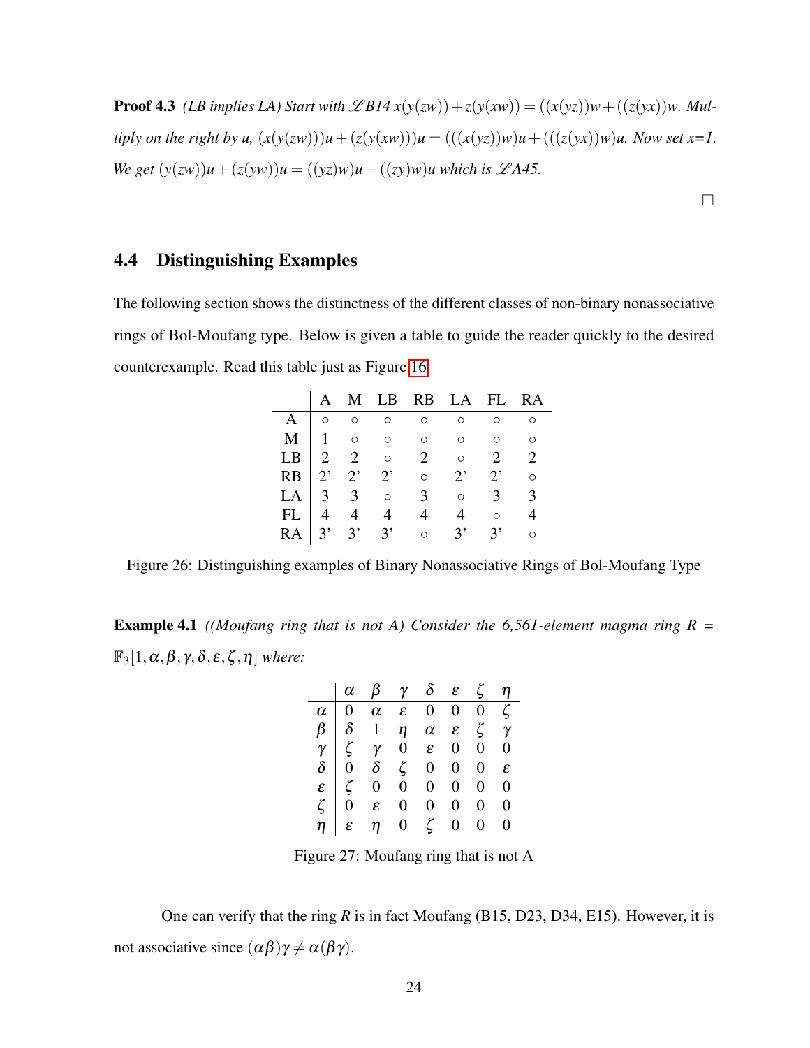**Proof 4.3** *(LB implies LA) Start with $\mathscr{L}B14$ $x(y(zw))+z(y(xw)) = ((x(yz))w+((z(yx))w$. Multiply on the right by u, $(x(y(zw)))u+(z(y(xw)))u = (((x(yz))w)u+(((z(yx))w)u$. Now set x=1. We get $(y(zw))u+(z(yw))u = ((yz)w)u+((zy)w)u$ which is $\mathscr{L}A45$.*

□

## 4.4 Distinguishing Examples

The following section shows the distinctness of the different classes of non-binary nonassociative rings of Bol-Moufang type. Below is given a table to guide the reader quickly to the desired counterexample. Read this table just as Figure 16.

| | A | M | LB | RB | LA | FL | RA |
|---|---|---|---|---|---|---|---|
| A | ◦ | ◦ | ◦ | ◦ | ◦ | ◦ | ◦ |
| M | 1 | ◦ | ◦ | ◦ | ◦ | ◦ | ◦ |
| LB | 2 | 2 | ◦ | 2 | ◦ | 2 | 2 |
| RB | 2' | 2' | 2' | ◦ | 2' | 2' | ◦ |
| LA | 3 | 3 | ◦ | 3 | ◦ | 3 | 3 |
| FL | 4 | 4 | 4 | 4 | 4 | ◦ | 4 |
| RA | 3' | 3' | 3' | ◦ | 3' | 3' | ◦ |

Figure 26: Distinguishing examples of Binary Nonassociative Rings of Bol-Moufang Type

**Example 4.1** *((Moufang ring that is not A) Consider the 6,561-element magma ring $R = \mathbb{F}_3[1,\alpha,\beta,\gamma,\delta,\varepsilon,\zeta,\eta]$ where:*

| | $\alpha$ | $\beta$ | $\gamma$ | $\delta$ | $\varepsilon$ | $\zeta$ | $\eta$ |
|---|---|---|---|---|---|---|---|
| $\alpha$ | 0 | $\alpha$ | $\varepsilon$ | 0 | 0 | 0 | $\zeta$ |
| $\beta$ | $\delta$ | 1 | $\eta$ | $\alpha$ | $\varepsilon$ | $\zeta$ | $\gamma$ |
| $\gamma$ | $\zeta$ | $\gamma$ | 0 | $\varepsilon$ | 0 | 0 | 0 |
| $\delta$ | 0 | $\delta$ | $\zeta$ | 0 | 0 | 0 | $\varepsilon$ |
| $\varepsilon$ | $\zeta$ | 0 | 0 | 0 | 0 | 0 | 0 |
| $\zeta$ | 0 | $\varepsilon$ | 0 | 0 | 0 | 0 | 0 |
| $\eta$ | $\varepsilon$ | $\eta$ | 0 | $\zeta$ | 0 | 0 | 0 |

Figure 27: Moufang ring that is not A

One can verify that the ring $R$ is in fact Moufang (B15, D23, D34, E15). However, it is not associative since $(\alpha\beta)\gamma \neq \alpha(\beta\gamma)$.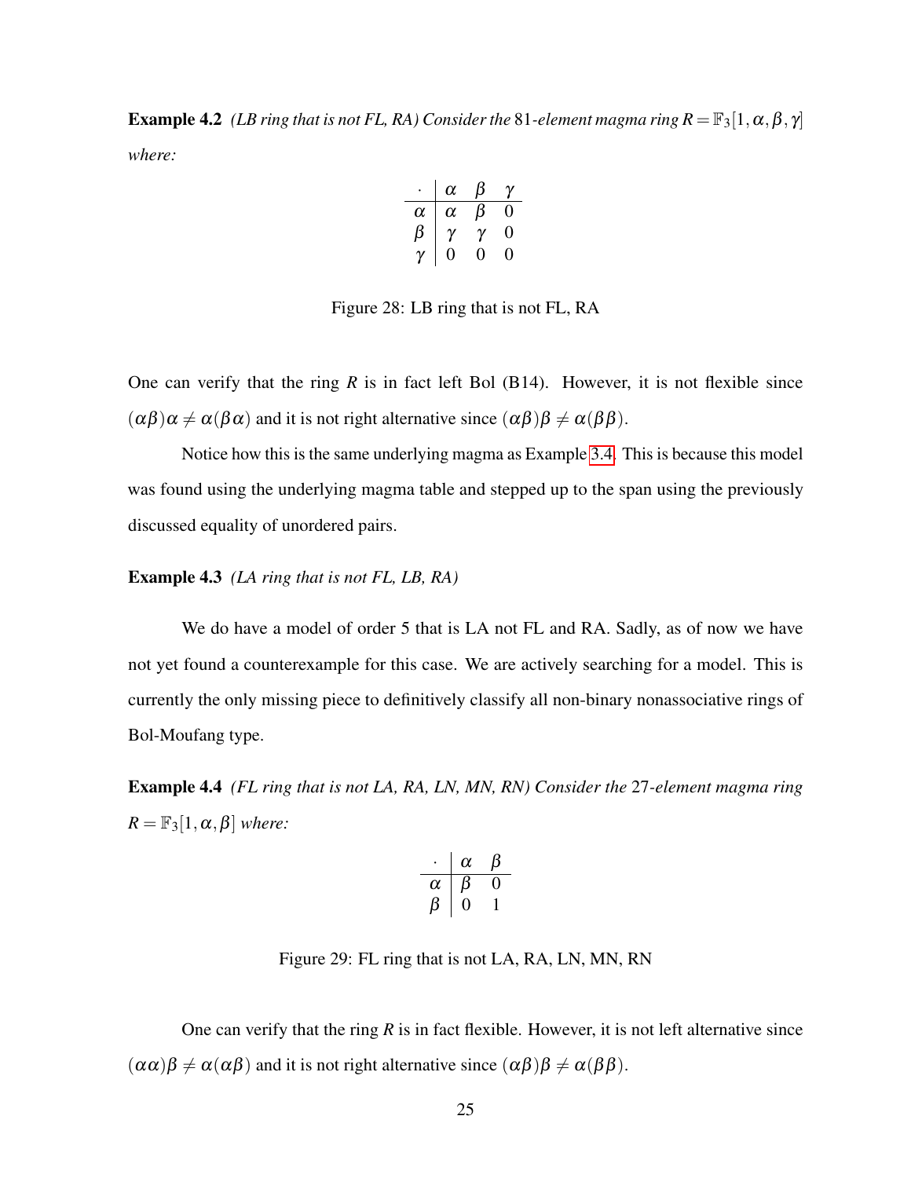**Example 4.2** *(LB ring that is not FL, RA) Consider the* 81*-element magma ring* $R = \mathbb{F}_3[1, \alpha, \beta, \gamma]$ *where:*

| $\cdot$ | $\alpha$ | $\beta$ | $\gamma$ |
|---|---|---|---|
| $\alpha$ | $\alpha$ | $\beta$ | $0$ |
| $\beta$ | $\gamma$ | $\gamma$ | $0$ |
| $\gamma$ | $0$ | $0$ | $0$ |

Figure 28: LB ring that is not FL, RA

One can verify that the ring $R$ is in fact left Bol (B14). However, it is not flexible since $(\alpha\beta)\alpha \neq \alpha(\beta\alpha)$ and it is not right alternative since $(\alpha\beta)\beta \neq \alpha(\beta\beta)$.

Notice how this is the same underlying magma as Example 3.4. This is because this model was found using the underlying magma table and stepped up to the span using the previously discussed equality of unordered pairs.

**Example 4.3** *(LA ring that is not FL, LB, RA)*

We do have a model of order 5 that is LA not FL and RA. Sadly, as of now we have not yet found a counterexample for this case. We are actively searching for a model. This is currently the only missing piece to definitively classify all non-binary nonassociative rings of Bol-Moufang type.

**Example 4.4** *(FL ring that is not LA, RA, LN, MN, RN) Consider the* 27*-element magma ring* $R = \mathbb{F}_3[1, \alpha, \beta]$ *where:*

| $\cdot$ | $\alpha$ | $\beta$ |
|---|---|---|
| $\alpha$ | $\beta$ | $0$ |
| $\beta$ | $0$ | $1$ |

Figure 29: FL ring that is not LA, RA, LN, MN, RN

One can verify that the ring $R$ is in fact flexible. However, it is not left alternative since $(\alpha\alpha)\beta \neq \alpha(\alpha\beta)$ and it is not right alternative since $(\alpha\beta)\beta \neq \alpha(\beta\beta)$.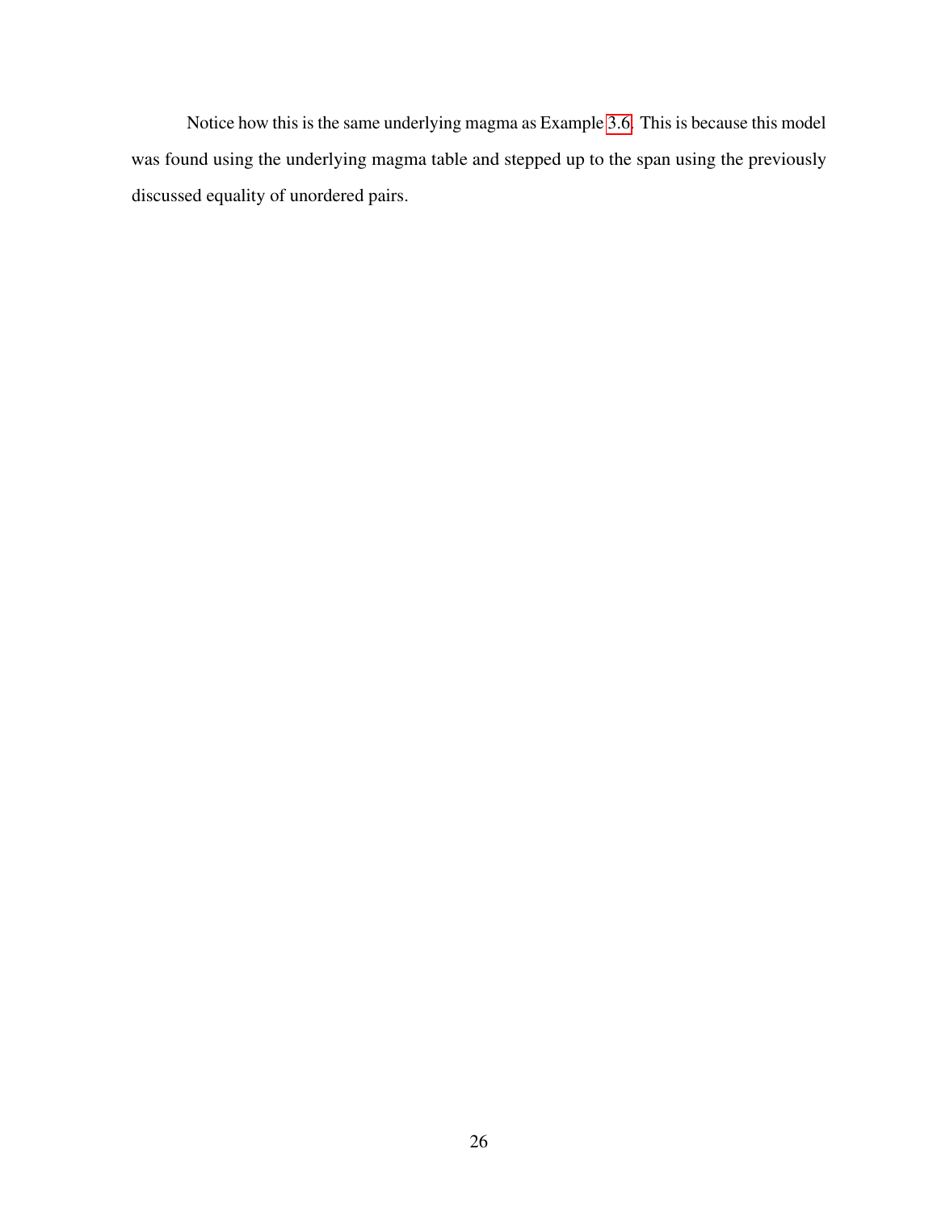Notice how this is the same underlying magma as Example 3.6. This is because this model was found using the underlying magma table and stepped up to the span using the previously discussed equality of unordered pairs.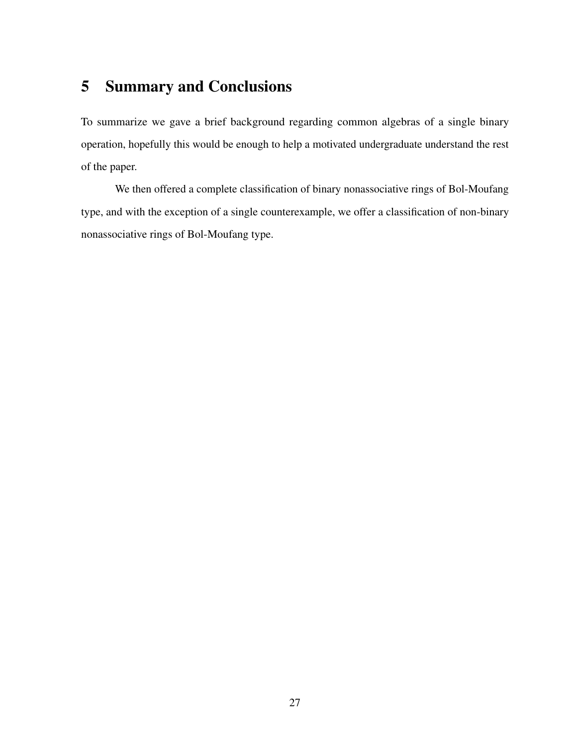# 5 Summary and Conclusions

To summarize we gave a brief background regarding common algebras of a single binary operation, hopefully this would be enough to help a motivated undergraduate understand the rest of the paper.

We then offered a complete classification of binary nonassociative rings of Bol-Moufang type, and with the exception of a single counterexample, we offer a classification of non-binary nonassociative rings of Bol-Moufang type.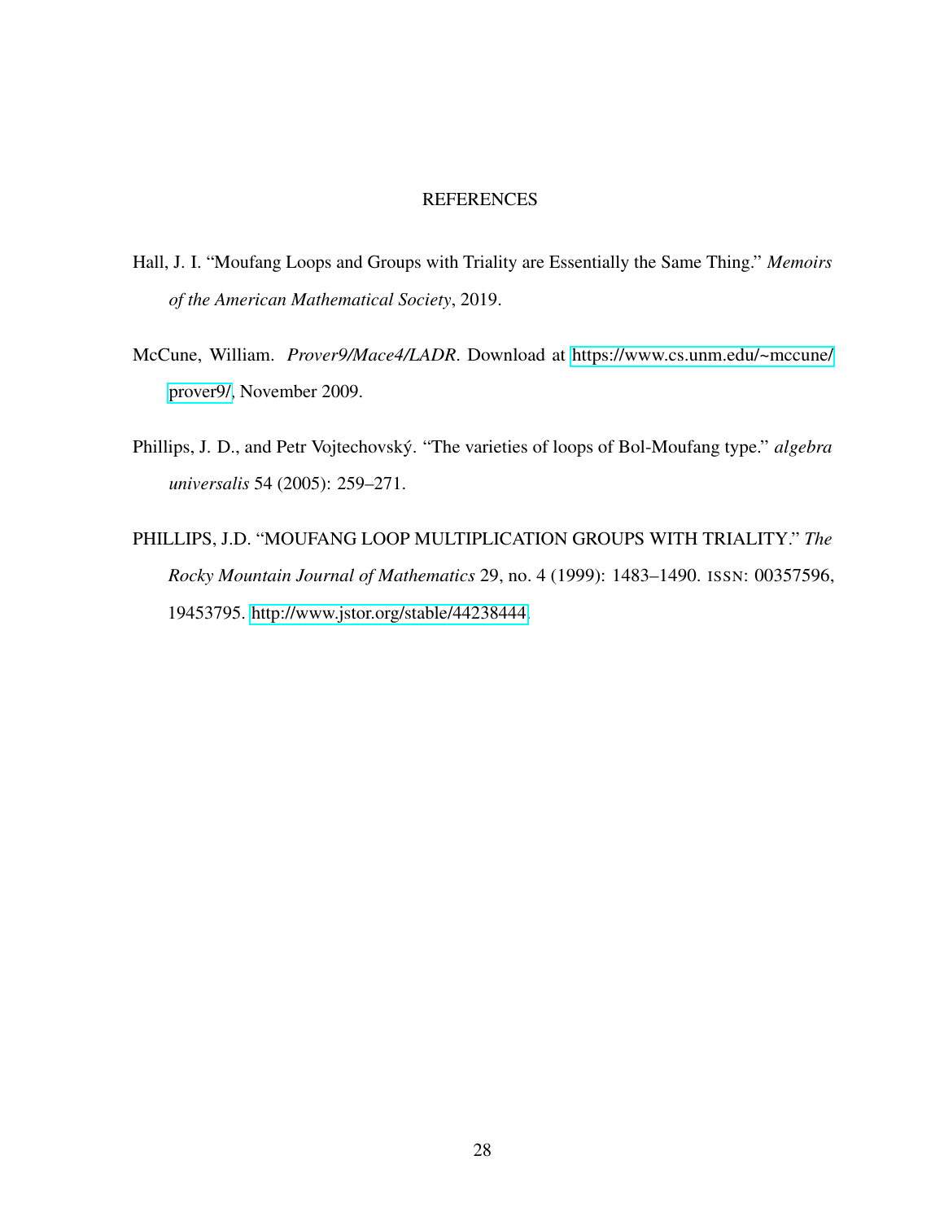# REFERENCES

Hall, J. I. "Moufang Loops and Groups with Triality are Essentially the Same Thing." *Memoirs of the American Mathematical Society*, 2019.

McCune, William. *Prover9/Mace4/LADR*. Download at https://www.cs.unm.edu/~mccune/prover9/, November 2009.

Phillips, J. D., and Petr Vojtechovský. "The varieties of loops of Bol-Moufang type." *algebra universalis* 54 (2005): 259–271.

PHILLIPS, J.D. "MOUFANG LOOP MULTIPLICATION GROUPS WITH TRIALITY." *The Rocky Mountain Journal of Mathematics* 29, no. 4 (1999): 1483–1490. ISSN: 00357596, 19453795. http://www.jstor.org/stable/44238444.